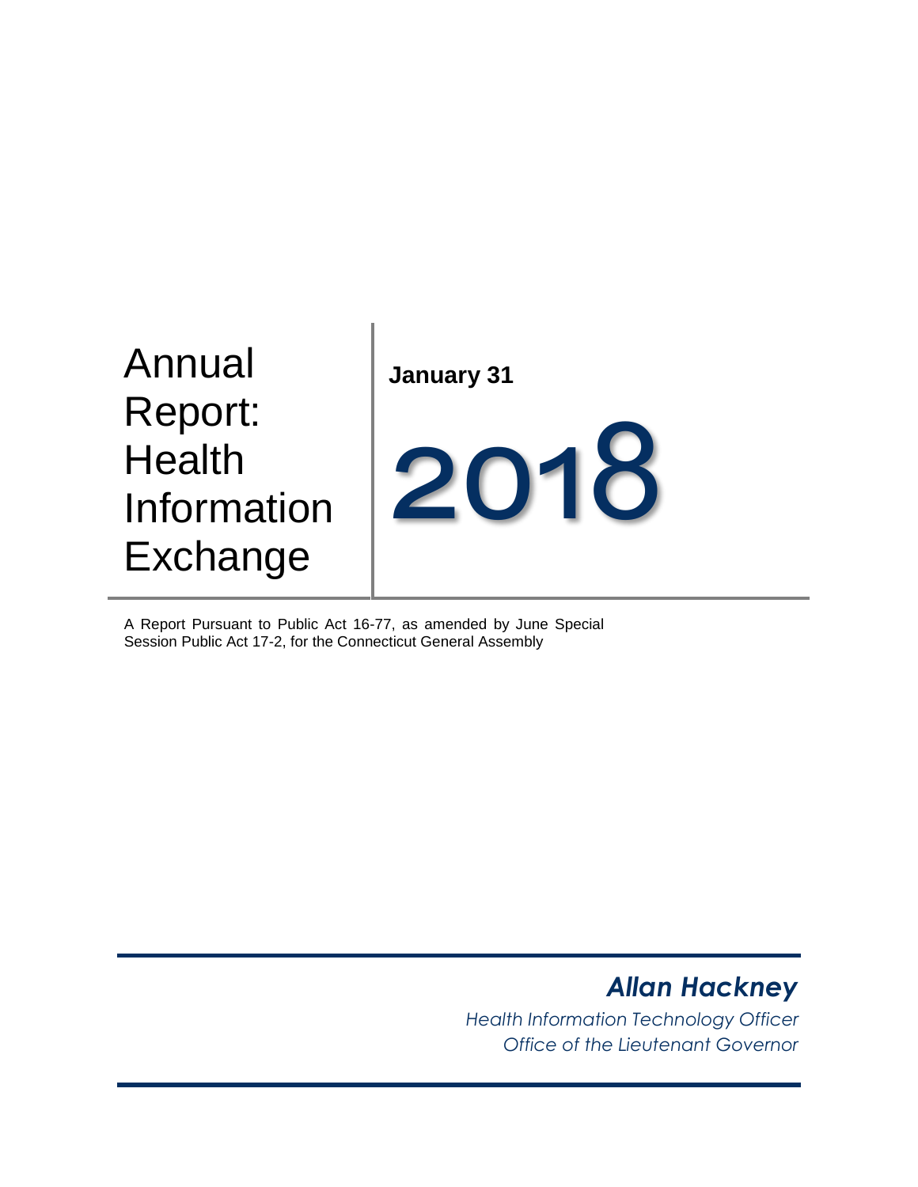# Annual Report: Health Information Exchange

**January 31**

# 2018

A Report Pursuant to Public Act 16-77, as amended by June Special Session Public Act 17-2, for the Connecticut General Assembly

***Allan Hackney***

*Health Information Technology Officer*
*Office of the Lieutenant Governor*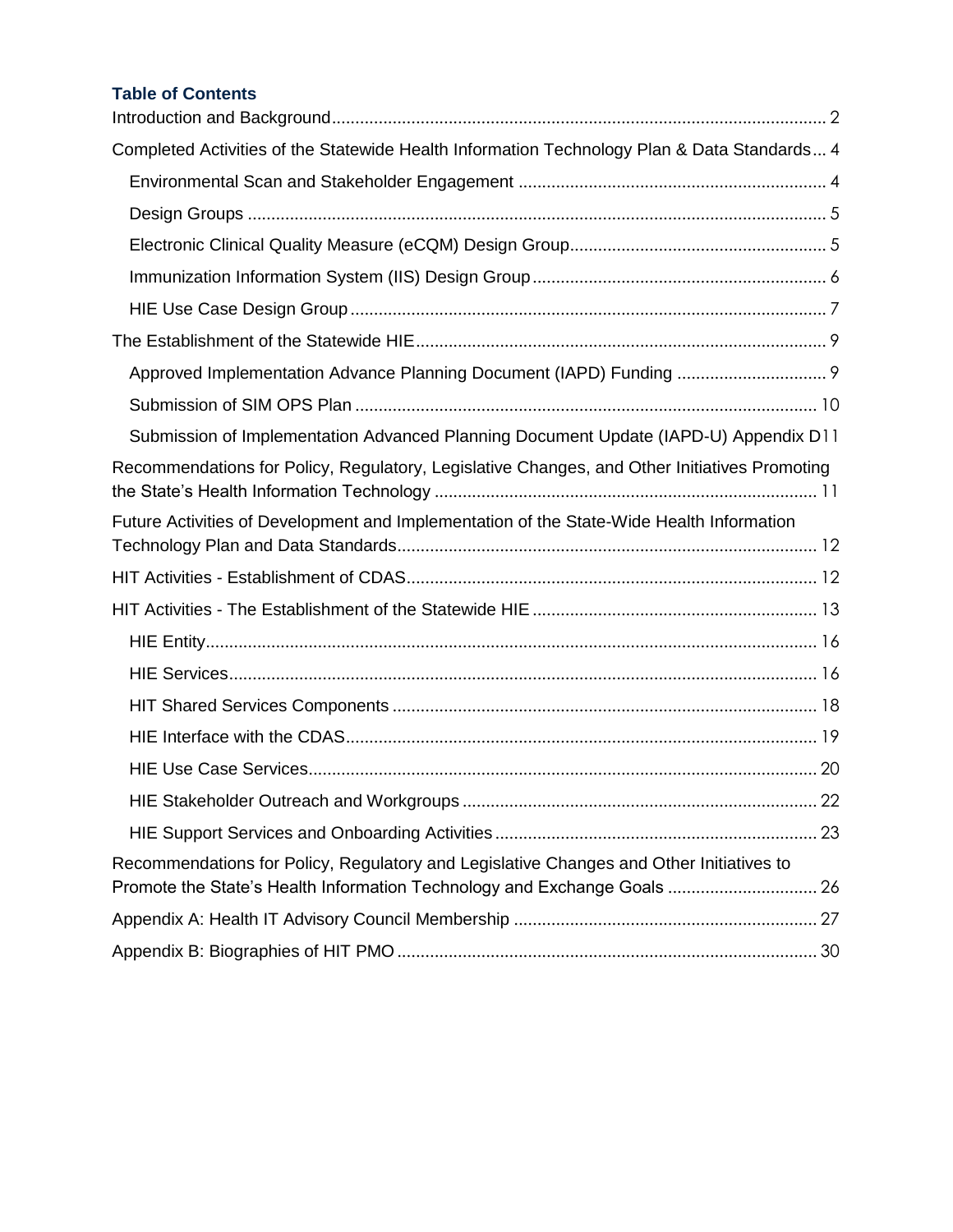**Table of Contents**

Introduction and Background ... 2

Completed Activities of the Statewide Health Information Technology Plan & Data Standards ... 4

- Environmental Scan and Stakeholder Engagement ... 4
- Design Groups ... 5
- Electronic Clinical Quality Measure (eCQM) Design Group ... 5
- Immunization Information System (IIS) Design Group ... 6
- HIE Use Case Design Group ... 7

The Establishment of the Statewide HIE ... 9

- Approved Implementation Advance Planning Document (IAPD) Funding ... 9
- Submission of SIM OPS Plan ... 10
- Submission of Implementation Advanced Planning Document Update (IAPD-U) Appendix D ... 11

Recommendations for Policy, Regulatory, Legislative Changes, and Other Initiatives Promoting the State's Health Information Technology ... 11

Future Activities of Development and Implementation of the State-Wide Health Information Technology Plan and Data Standards ... 12

HIT Activities - Establishment of CDAS ... 12

HIT Activities - The Establishment of the Statewide HIE ... 13

- HIE Entity ... 16
- HIE Services ... 16
- HIT Shared Services Components ... 18
- HIE Interface with the CDAS ... 19
- HIE Use Case Services ... 20
- HIE Stakeholder Outreach and Workgroups ... 22
- HIE Support Services and Onboarding Activities ... 23

Recommendations for Policy, Regulatory and Legislative Changes and Other Initiatives to Promote the State's Health Information Technology and Exchange Goals ... 26

Appendix A: Health IT Advisory Council Membership ... 27

Appendix B: Biographies of HIT PMO ... 30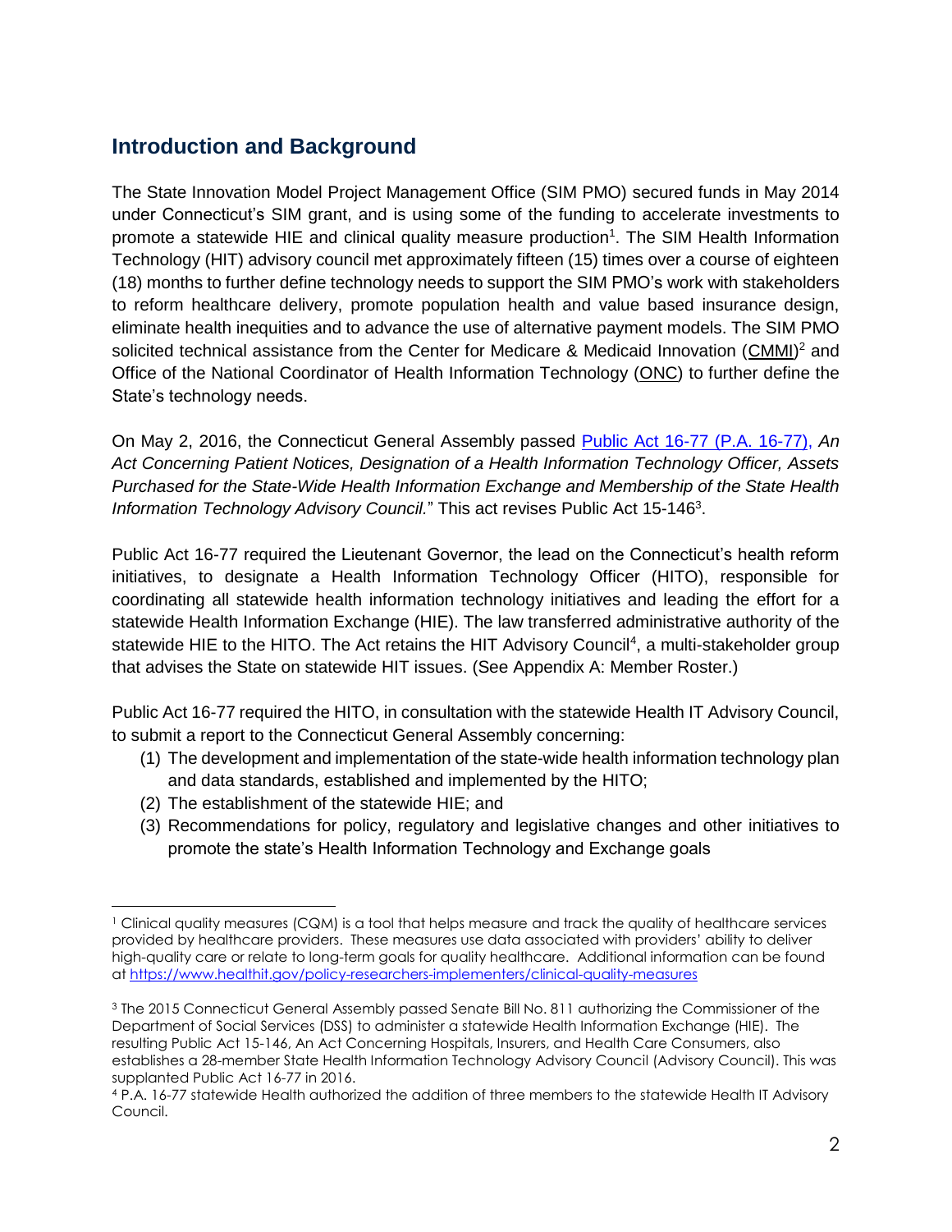## Introduction and Background

The State Innovation Model Project Management Office (SIM PMO) secured funds in May 2014 under Connecticut's SIM grant, and is using some of the funding to accelerate investments to promote a statewide HIE and clinical quality measure production[1]. The SIM Health Information Technology (HIT) advisory council met approximately fifteen (15) times over a course of eighteen (18) months to further define technology needs to support the SIM PMO's work with stakeholders to reform healthcare delivery, promote population health and value based insurance design, eliminate health inequities and to advance the use of alternative payment models. The SIM PMO solicited technical assistance from the Center for Medicare & Medicaid Innovation (CMMI)[2] and Office of the National Coordinator of Health Information Technology (ONC) to further define the State's technology needs.

On May 2, 2016, the Connecticut General Assembly passed Public Act 16-77 (P.A. 16-77), *An Act Concerning Patient Notices, Designation of a Health Information Technology Officer, Assets Purchased for the State-Wide Health Information Exchange and Membership of the State Health Information Technology Advisory Council.*" This act revises Public Act 15-146[3].

Public Act 16-77 required the Lieutenant Governor, the lead on the Connecticut's health reform initiatives, to designate a Health Information Technology Officer (HITO), responsible for coordinating all statewide health information technology initiatives and leading the effort for a statewide Health Information Exchange (HIE). The law transferred administrative authority of the statewide HIE to the HITO. The Act retains the HIT Advisory Council[4], a multi-stakeholder group that advises the State on statewide HIT issues. (See Appendix A: Member Roster.)

Public Act 16-77 required the HITO, in consultation with the statewide Health IT Advisory Council, to submit a report to the Connecticut General Assembly concerning:

1. The development and implementation of the state-wide health information technology plan and data standards, established and implemented by the HITO;
2. The establishment of the statewide HIE; and
3. Recommendations for policy, regulatory and legislative changes and other initiatives to promote the state's Health Information Technology and Exchange goals

---

[1] Clinical quality measures (CQM) is a tool that helps measure and track the quality of healthcare services provided by healthcare providers. These measures use data associated with providers' ability to deliver high-quality care or relate to long-term goals for quality healthcare. Additional information can be found at https://www.healthit.gov/policy-researchers-implementers/clinical-quality-measures

[3] The 2015 Connecticut General Assembly passed Senate Bill No. 811 authorizing the Commissioner of the Department of Social Services (DSS) to administer a statewide Health Information Exchange (HIE). The resulting Public Act 15-146, An Act Concerning Hospitals, Insurers, and Health Care Consumers, also establishes a 28-member State Health Information Technology Advisory Council (Advisory Council). This was supplanted Public Act 16-77 in 2016.

[4] P.A. 16-77 statewide Health authorized the addition of three members to the statewide Health IT Advisory Council.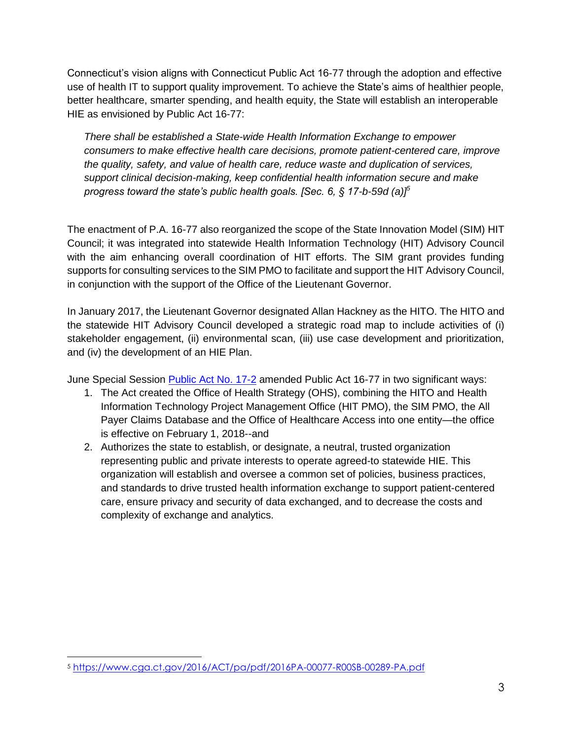Connecticut's vision aligns with Connecticut Public Act 16-77 through the adoption and effective use of health IT to support quality improvement. To achieve the State's aims of healthier people, better healthcare, smarter spending, and health equity, the State will establish an interoperable HIE as envisioned by Public Act 16-77:

> *There shall be established a State-wide Health Information Exchange to empower consumers to make effective health care decisions, promote patient-centered care, improve the quality, safety, and value of health care, reduce waste and duplication of services, support clinical decision-making, keep confidential health information secure and make progress toward the state's public health goals. [Sec. 6, § 17-b-59d (a)]*[5]

The enactment of P.A. 16-77 also reorganized the scope of the State Innovation Model (SIM) HIT Council; it was integrated into statewide Health Information Technology (HIT) Advisory Council with the aim enhancing overall coordination of HIT efforts. The SIM grant provides funding supports for consulting services to the SIM PMO to facilitate and support the HIT Advisory Council, in conjunction with the support of the Office of the Lieutenant Governor.

In January 2017, the Lieutenant Governor designated Allan Hackney as the HITO. The HITO and the statewide HIT Advisory Council developed a strategic road map to include activities of (i) stakeholder engagement, (ii) environmental scan, (iii) use case development and prioritization, and (iv) the development of an HIE Plan.

June Special Session [Public Act No. 17-2] amended Public Act 16-77 in two significant ways:

1. The Act created the Office of Health Strategy (OHS), combining the HITO and Health Information Technology Project Management Office (HIT PMO), the SIM PMO, the All Payer Claims Database and the Office of Healthcare Access into one entity—the office is effective on February 1, 2018--and
2. Authorizes the state to establish, or designate, a neutral, trusted organization representing public and private interests to operate agreed-to statewide HIE. This organization will establish and oversee a common set of policies, business practices, and standards to drive trusted health information exchange to support patient-centered care, ensure privacy and security of data exchanged, and to decrease the costs and complexity of exchange and analytics.

---

[5] https://www.cga.ct.gov/2016/ACT/pa/pdf/2016PA-00077-R00SB-00289-PA.pdf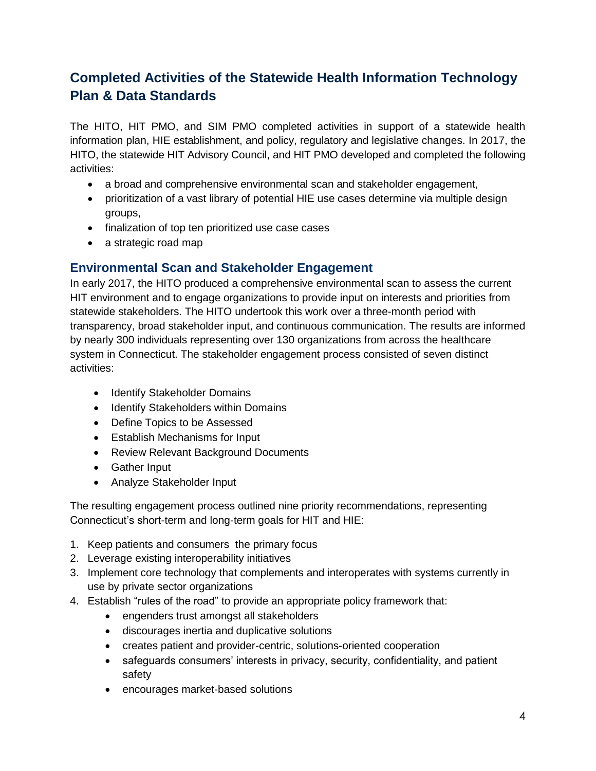## Completed Activities of the Statewide Health Information Technology Plan & Data Standards

The HITO, HIT PMO, and SIM PMO completed activities in support of a statewide health information plan, HIE establishment, and policy, regulatory and legislative changes. In 2017, the HITO, the statewide HIT Advisory Council, and HIT PMO developed and completed the following activities:

- a broad and comprehensive environmental scan and stakeholder engagement,
- prioritization of a vast library of potential HIE use cases determine via multiple design groups,
- finalization of top ten prioritized use case cases
- a strategic road map

### Environmental Scan and Stakeholder Engagement

In early 2017, the HITO produced a comprehensive environmental scan to assess the current HIT environment and to engage organizations to provide input on interests and priorities from statewide stakeholders. The HITO undertook this work over a three-month period with transparency, broad stakeholder input, and continuous communication. The results are informed by nearly 300 individuals representing over 130 organizations from across the healthcare system in Connecticut. The stakeholder engagement process consisted of seven distinct activities:

- Identify Stakeholder Domains
- Identify Stakeholders within Domains
- Define Topics to be Assessed
- Establish Mechanisms for Input
- Review Relevant Background Documents
- Gather Input
- Analyze Stakeholder Input

The resulting engagement process outlined nine priority recommendations, representing Connecticut's short-term and long-term goals for HIT and HIE:

1. Keep patients and consumers the primary focus
2. Leverage existing interoperability initiatives
3. Implement core technology that complements and interoperates with systems currently in use by private sector organizations
4. Establish "rules of the road" to provide an appropriate policy framework that:
    - engenders trust amongst all stakeholders
    - discourages inertia and duplicative solutions
    - creates patient and provider-centric, solutions-oriented cooperation
    - safeguards consumers' interests in privacy, security, confidentiality, and patient safety
    - encourages market-based solutions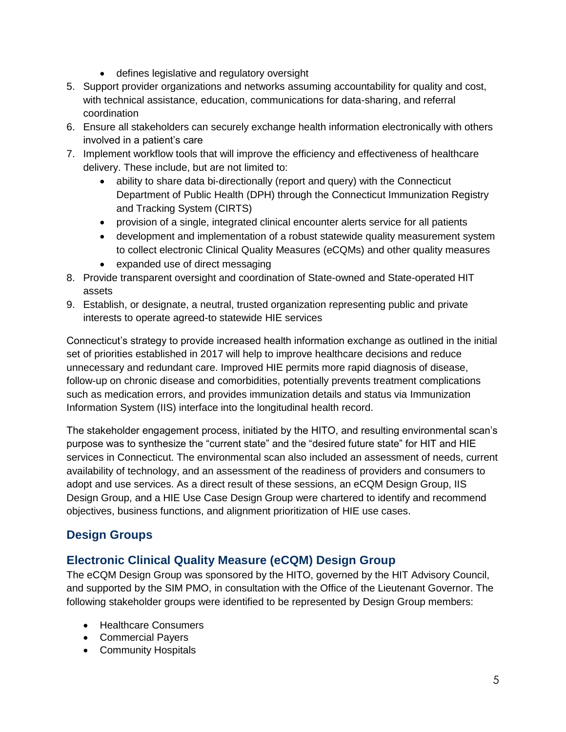- defines legislative and regulatory oversight

5. Support provider organizations and networks assuming accountability for quality and cost, with technical assistance, education, communications for data-sharing, and referral coordination
6. Ensure all stakeholders can securely exchange health information electronically with others involved in a patient's care
7. Implement workflow tools that will improve the efficiency and effectiveness of healthcare delivery. These include, but are not limited to:
   - ability to share data bi-directionally (report and query) with the Connecticut Department of Public Health (DPH) through the Connecticut Immunization Registry and Tracking System (CIRTS)
   - provision of a single, integrated clinical encounter alerts service for all patients
   - development and implementation of a robust statewide quality measurement system to collect electronic Clinical Quality Measures (eCQMs) and other quality measures
   - expanded use of direct messaging
8. Provide transparent oversight and coordination of State-owned and State-operated HIT assets
9. Establish, or designate, a neutral, trusted organization representing public and private interests to operate agreed-to statewide HIE services

Connecticut's strategy to provide increased health information exchange as outlined in the initial set of priorities established in 2017 will help to improve healthcare decisions and reduce unnecessary and redundant care. Improved HIE permits more rapid diagnosis of disease, follow-up on chronic disease and comorbidities, potentially prevents treatment complications such as medication errors, and provides immunization details and status via Immunization Information System (IIS) interface into the longitudinal health record.

The stakeholder engagement process, initiated by the HITO, and resulting environmental scan's purpose was to synthesize the "current state" and the "desired future state" for HIT and HIE services in Connecticut. The environmental scan also included an assessment of needs, current availability of technology, and an assessment of the readiness of providers and consumers to adopt and use services. As a direct result of these sessions, an eCQM Design Group, IIS Design Group, and a HIE Use Case Design Group were chartered to identify and recommend objectives, business functions, and alignment prioritization of HIE use cases.

## Design Groups

## Electronic Clinical Quality Measure (eCQM) Design Group

The eCQM Design Group was sponsored by the HITO, governed by the HIT Advisory Council, and supported by the SIM PMO, in consultation with the Office of the Lieutenant Governor. The following stakeholder groups were identified to be represented by Design Group members:

- Healthcare Consumers
- Commercial Payers
- Community Hospitals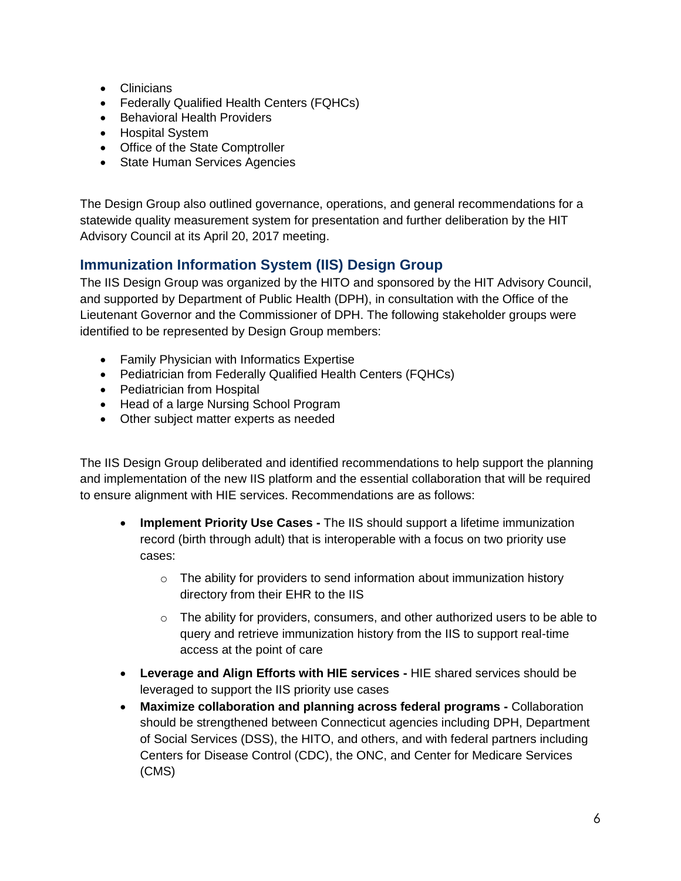- Clinicians
- Federally Qualified Health Centers (FQHCs)
- Behavioral Health Providers
- Hospital System
- Office of the State Comptroller
- State Human Services Agencies

The Design Group also outlined governance, operations, and general recommendations for a statewide quality measurement system for presentation and further deliberation by the HIT Advisory Council at its April 20, 2017 meeting.

## Immunization Information System (IIS) Design Group

The IIS Design Group was organized by the HITO and sponsored by the HIT Advisory Council, and supported by Department of Public Health (DPH), in consultation with the Office of the Lieutenant Governor and the Commissioner of DPH. The following stakeholder groups were identified to be represented by Design Group members:

- Family Physician with Informatics Expertise
- Pediatrician from Federally Qualified Health Centers (FQHCs)
- Pediatrician from Hospital
- Head of a large Nursing School Program
- Other subject matter experts as needed

The IIS Design Group deliberated and identified recommendations to help support the planning and implementation of the new IIS platform and the essential collaboration that will be required to ensure alignment with HIE services. Recommendations are as follows:

- **Implement Priority Use Cases -** The IIS should support a lifetime immunization record (birth through adult) that is interoperable with a focus on two priority use cases:
    - The ability for providers to send information about immunization history directory from their EHR to the IIS
    - The ability for providers, consumers, and other authorized users to be able to query and retrieve immunization history from the IIS to support real-time access at the point of care
- **Leverage and Align Efforts with HIE services -** HIE shared services should be leveraged to support the IIS priority use cases
- **Maximize collaboration and planning across federal programs -** Collaboration should be strengthened between Connecticut agencies including DPH, Department of Social Services (DSS), the HITO, and others, and with federal partners including Centers for Disease Control (CDC), the ONC, and Center for Medicare Services (CMS)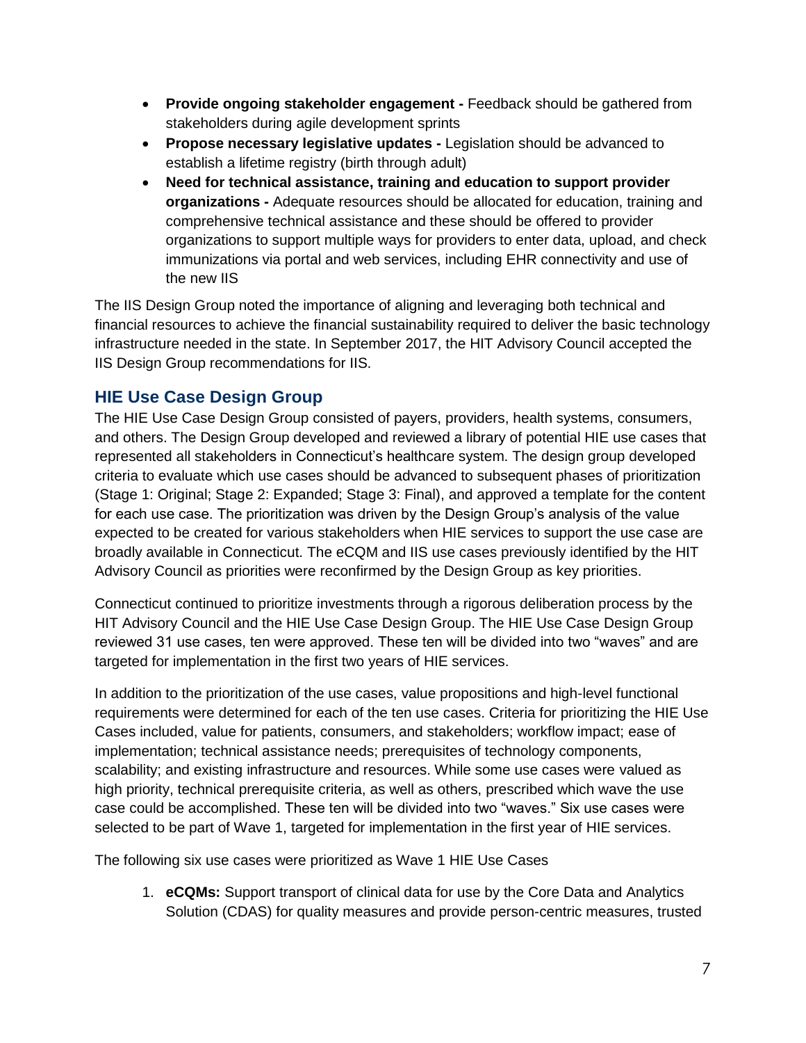- **Provide ongoing stakeholder engagement -** Feedback should be gathered from stakeholders during agile development sprints
- **Propose necessary legislative updates -** Legislation should be advanced to establish a lifetime registry (birth through adult)
- **Need for technical assistance, training and education to support provider organizations -** Adequate resources should be allocated for education, training and comprehensive technical assistance and these should be offered to provider organizations to support multiple ways for providers to enter data, upload, and check immunizations via portal and web services, including EHR connectivity and use of the new IIS

The IIS Design Group noted the importance of aligning and leveraging both technical and financial resources to achieve the financial sustainability required to deliver the basic technology infrastructure needed in the state. In September 2017, the HIT Advisory Council accepted the IIS Design Group recommendations for IIS.

## HIE Use Case Design Group

The HIE Use Case Design Group consisted of payers, providers, health systems, consumers, and others. The Design Group developed and reviewed a library of potential HIE use cases that represented all stakeholders in Connecticut's healthcare system. The design group developed criteria to evaluate which use cases should be advanced to subsequent phases of prioritization (Stage 1: Original; Stage 2: Expanded; Stage 3: Final), and approved a template for the content for each use case. The prioritization was driven by the Design Group's analysis of the value expected to be created for various stakeholders when HIE services to support the use case are broadly available in Connecticut. The eCQM and IIS use cases previously identified by the HIT Advisory Council as priorities were reconfirmed by the Design Group as key priorities.

Connecticut continued to prioritize investments through a rigorous deliberation process by the HIT Advisory Council and the HIE Use Case Design Group. The HIE Use Case Design Group reviewed 31 use cases, ten were approved. These ten will be divided into two "waves" and are targeted for implementation in the first two years of HIE services.

In addition to the prioritization of the use cases, value propositions and high-level functional requirements were determined for each of the ten use cases. Criteria for prioritizing the HIE Use Cases included, value for patients, consumers, and stakeholders; workflow impact; ease of implementation; technical assistance needs; prerequisites of technology components, scalability; and existing infrastructure and resources. While some use cases were valued as high priority, technical prerequisite criteria, as well as others, prescribed which wave the use case could be accomplished. These ten will be divided into two "waves." Six use cases were selected to be part of Wave 1, targeted for implementation in the first year of HIE services.

The following six use cases were prioritized as Wave 1 HIE Use Cases

1. **eCQMs:** Support transport of clinical data for use by the Core Data and Analytics Solution (CDAS) for quality measures and provide person-centric measures, trusted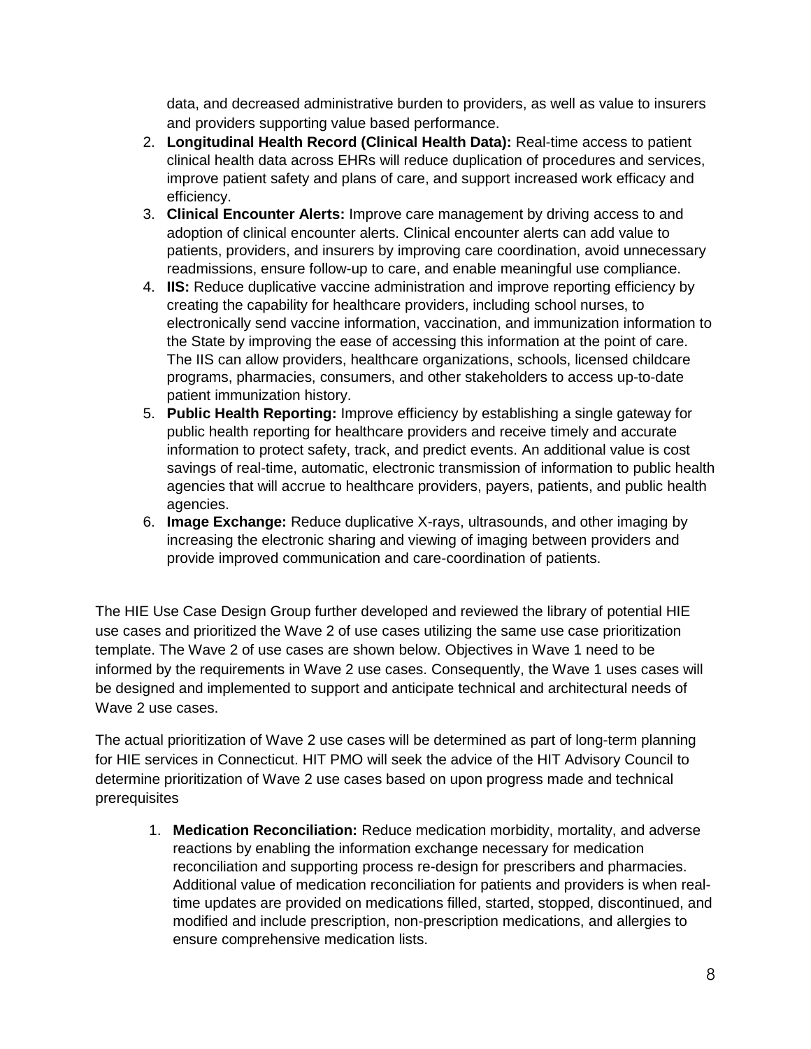data, and decreased administrative burden to providers, as well as value to insurers and providers supporting value based performance.

2. **Longitudinal Health Record (Clinical Health Data):** Real-time access to patient clinical health data across EHRs will reduce duplication of procedures and services, improve patient safety and plans of care, and support increased work efficacy and efficiency.
3. **Clinical Encounter Alerts:** Improve care management by driving access to and adoption of clinical encounter alerts. Clinical encounter alerts can add value to patients, providers, and insurers by improving care coordination, avoid unnecessary readmissions, ensure follow-up to care, and enable meaningful use compliance.
4. **IIS:** Reduce duplicative vaccine administration and improve reporting efficiency by creating the capability for healthcare providers, including school nurses, to electronically send vaccine information, vaccination, and immunization information to the State by improving the ease of accessing this information at the point of care. The IIS can allow providers, healthcare organizations, schools, licensed childcare programs, pharmacies, consumers, and other stakeholders to access up-to-date patient immunization history.
5. **Public Health Reporting:** Improve efficiency by establishing a single gateway for public health reporting for healthcare providers and receive timely and accurate information to protect safety, track, and predict events. An additional value is cost savings of real-time, automatic, electronic transmission of information to public health agencies that will accrue to healthcare providers, payers, patients, and public health agencies.
6. **Image Exchange:** Reduce duplicative X-rays, ultrasounds, and other imaging by increasing the electronic sharing and viewing of imaging between providers and provide improved communication and care-coordination of patients.

The HIE Use Case Design Group further developed and reviewed the library of potential HIE use cases and prioritized the Wave 2 of use cases utilizing the same use case prioritization template. The Wave 2 of use cases are shown below. Objectives in Wave 1 need to be informed by the requirements in Wave 2 use cases. Consequently, the Wave 1 uses cases will be designed and implemented to support and anticipate technical and architectural needs of Wave 2 use cases.

The actual prioritization of Wave 2 use cases will be determined as part of long-term planning for HIE services in Connecticut. HIT PMO will seek the advice of the HIT Advisory Council to determine prioritization of Wave 2 use cases based on upon progress made and technical prerequisites

1. **Medication Reconciliation:** Reduce medication morbidity, mortality, and adverse reactions by enabling the information exchange necessary for medication reconciliation and supporting process re-design for prescribers and pharmacies. Additional value of medication reconciliation for patients and providers is when real-time updates are provided on medications filled, started, stopped, discontinued, and modified and include prescription, non-prescription medications, and allergies to ensure comprehensive medication lists.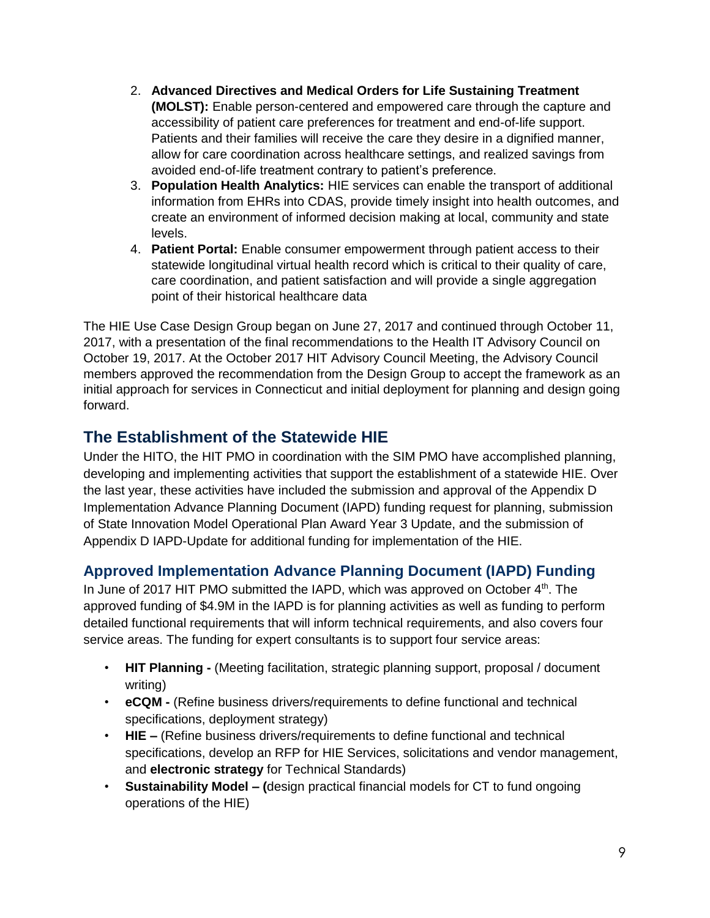2. **Advanced Directives and Medical Orders for Life Sustaining Treatment (MOLST):** Enable person-centered and empowered care through the capture and accessibility of patient care preferences for treatment and end-of-life support. Patients and their families will receive the care they desire in a dignified manner, allow for care coordination across healthcare settings, and realized savings from avoided end-of-life treatment contrary to patient's preference.
3. **Population Health Analytics:** HIE services can enable the transport of additional information from EHRs into CDAS, provide timely insight into health outcomes, and create an environment of informed decision making at local, community and state levels.
4. **Patient Portal:** Enable consumer empowerment through patient access to their statewide longitudinal virtual health record which is critical to their quality of care, care coordination, and patient satisfaction and will provide a single aggregation point of their historical healthcare data

The HIE Use Case Design Group began on June 27, 2017 and continued through October 11, 2017, with a presentation of the final recommendations to the Health IT Advisory Council on October 19, 2017. At the October 2017 HIT Advisory Council Meeting, the Advisory Council members approved the recommendation from the Design Group to accept the framework as an initial approach for services in Connecticut and initial deployment for planning and design going forward.

## The Establishment of the Statewide HIE

Under the HITO, the HIT PMO in coordination with the SIM PMO have accomplished planning, developing and implementing activities that support the establishment of a statewide HIE. Over the last year, these activities have included the submission and approval of the Appendix D Implementation Advance Planning Document (IAPD) funding request for planning, submission of State Innovation Model Operational Plan Award Year 3 Update, and the submission of Appendix D IAPD-Update for additional funding for implementation of the HIE.

### Approved Implementation Advance Planning Document (IAPD) Funding

In June of 2017 HIT PMO submitted the IAPD, which was approved on October 4th. The approved funding of $4.9M in the IAPD is for planning activities as well as funding to perform detailed functional requirements that will inform technical requirements, and also covers four service areas. The funding for expert consultants is to support four service areas:

- **HIT Planning -** (Meeting facilitation, strategic planning support, proposal / document writing)
- **eCQM -** (Refine business drivers/requirements to define functional and technical specifications, deployment strategy)
- **HIE –** (Refine business drivers/requirements to define functional and technical specifications, develop an RFP for HIE Services, solicitations and vendor management, and **electronic strategy** for Technical Standards)
- **Sustainability Model – (**design practical financial models for CT to fund ongoing operations of the HIE)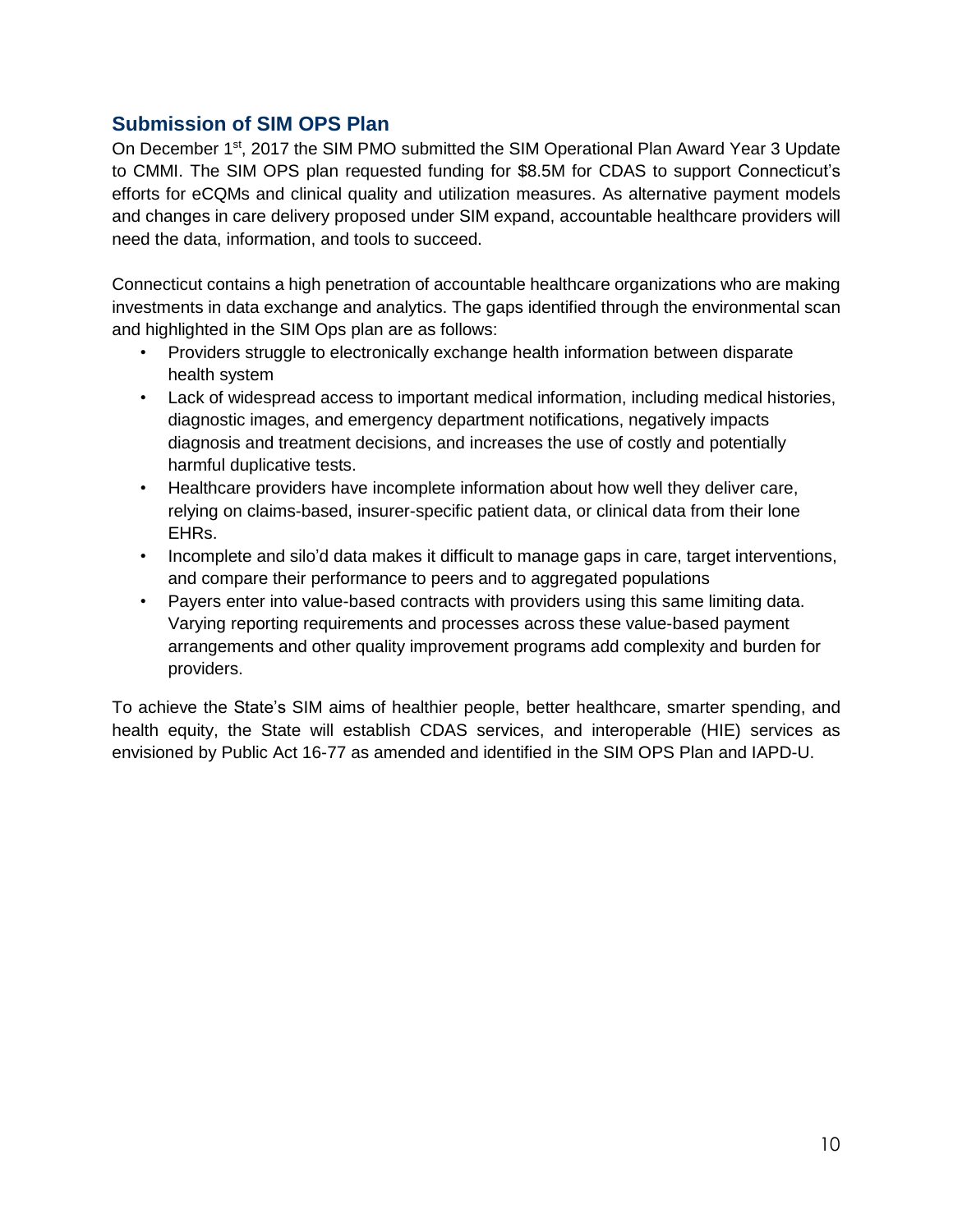## Submission of SIM OPS Plan

On December 1st, 2017 the SIM PMO submitted the SIM Operational Plan Award Year 3 Update to CMMI. The SIM OPS plan requested funding for $8.5M for CDAS to support Connecticut's efforts for eCQMs and clinical quality and utilization measures. As alternative payment models and changes in care delivery proposed under SIM expand, accountable healthcare providers will need the data, information, and tools to succeed.

Connecticut contains a high penetration of accountable healthcare organizations who are making investments in data exchange and analytics. The gaps identified through the environmental scan and highlighted in the SIM Ops plan are as follows:

- Providers struggle to electronically exchange health information between disparate health system
- Lack of widespread access to important medical information, including medical histories, diagnostic images, and emergency department notifications, negatively impacts diagnosis and treatment decisions, and increases the use of costly and potentially harmful duplicative tests.
- Healthcare providers have incomplete information about how well they deliver care, relying on claims-based, insurer-specific patient data, or clinical data from their lone EHRs.
- Incomplete and silo'd data makes it difficult to manage gaps in care, target interventions, and compare their performance to peers and to aggregated populations
- Payers enter into value-based contracts with providers using this same limiting data. Varying reporting requirements and processes across these value-based payment arrangements and other quality improvement programs add complexity and burden for providers.

To achieve the State's SIM aims of healthier people, better healthcare, smarter spending, and health equity, the State will establish CDAS services, and interoperable (HIE) services as envisioned by Public Act 16-77 as amended and identified in the SIM OPS Plan and IAPD-U.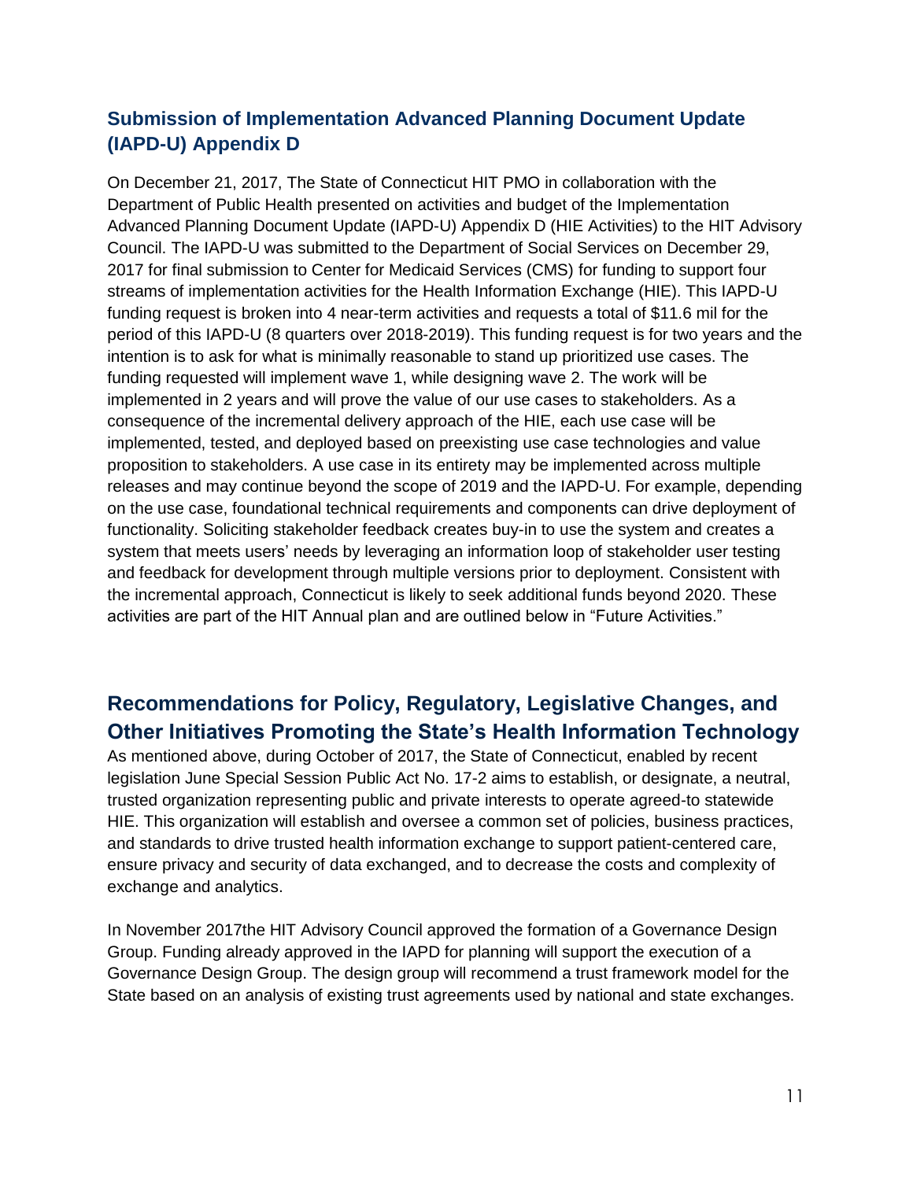## Submission of Implementation Advanced Planning Document Update (IAPD-U) Appendix D

On December 21, 2017, The State of Connecticut HIT PMO in collaboration with the Department of Public Health presented on activities and budget of the Implementation Advanced Planning Document Update (IAPD-U) Appendix D (HIE Activities) to the HIT Advisory Council. The IAPD-U was submitted to the Department of Social Services on December 29, 2017 for final submission to Center for Medicaid Services (CMS) for funding to support four streams of implementation activities for the Health Information Exchange (HIE). This IAPD-U funding request is broken into 4 near-term activities and requests a total of $11.6 mil for the period of this IAPD-U (8 quarters over 2018-2019). This funding request is for two years and the intention is to ask for what is minimally reasonable to stand up prioritized use cases. The funding requested will implement wave 1, while designing wave 2. The work will be implemented in 2 years and will prove the value of our use cases to stakeholders. As a consequence of the incremental delivery approach of the HIE, each use case will be implemented, tested, and deployed based on preexisting use case technologies and value proposition to stakeholders. A use case in its entirety may be implemented across multiple releases and may continue beyond the scope of 2019 and the IAPD-U. For example, depending on the use case, foundational technical requirements and components can drive deployment of functionality. Soliciting stakeholder feedback creates buy-in to use the system and creates a system that meets users' needs by leveraging an information loop of stakeholder user testing and feedback for development through multiple versions prior to deployment. Consistent with the incremental approach, Connecticut is likely to seek additional funds beyond 2020. These activities are part of the HIT Annual plan and are outlined below in "Future Activities."

# Recommendations for Policy, Regulatory, Legislative Changes, and Other Initiatives Promoting the State's Health Information Technology

As mentioned above, during October of 2017, the State of Connecticut, enabled by recent legislation June Special Session Public Act No. 17-2 aims to establish, or designate, a neutral, trusted organization representing public and private interests to operate agreed-to statewide HIE. This organization will establish and oversee a common set of policies, business practices, and standards to drive trusted health information exchange to support patient-centered care, ensure privacy and security of data exchanged, and to decrease the costs and complexity of exchange and analytics.

In November 2017the HIT Advisory Council approved the formation of a Governance Design Group. Funding already approved in the IAPD for planning will support the execution of a Governance Design Group. The design group will recommend a trust framework model for the State based on an analysis of existing trust agreements used by national and state exchanges.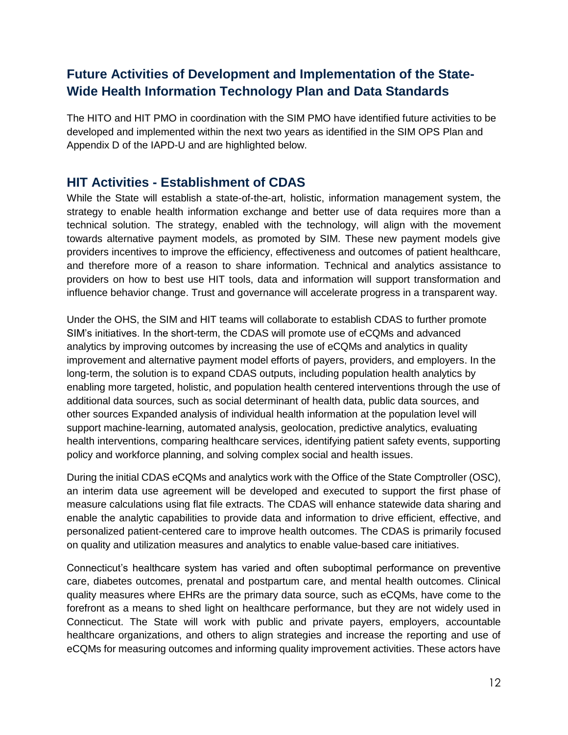## Future Activities of Development and Implementation of the State-Wide Health Information Technology Plan and Data Standards

The HITO and HIT PMO in coordination with the SIM PMO have identified future activities to be developed and implemented within the next two years as identified in the SIM OPS Plan and Appendix D of the IAPD-U and are highlighted below.

## HIT Activities - Establishment of CDAS

While the State will establish a state-of-the-art, holistic, information management system, the strategy to enable health information exchange and better use of data requires more than a technical solution. The strategy, enabled with the technology, will align with the movement towards alternative payment models, as promoted by SIM. These new payment models give providers incentives to improve the efficiency, effectiveness and outcomes of patient healthcare, and therefore more of a reason to share information. Technical and analytics assistance to providers on how to best use HIT tools, data and information will support transformation and influence behavior change. Trust and governance will accelerate progress in a transparent way.

Under the OHS, the SIM and HIT teams will collaborate to establish CDAS to further promote SIM's initiatives. In the short-term, the CDAS will promote use of eCQMs and advanced analytics by improving outcomes by increasing the use of eCQMs and analytics in quality improvement and alternative payment model efforts of payers, providers, and employers. In the long-term, the solution is to expand CDAS outputs, including population health analytics by enabling more targeted, holistic, and population health centered interventions through the use of additional data sources, such as social determinant of health data, public data sources, and other sources Expanded analysis of individual health information at the population level will support machine-learning, automated analysis, geolocation, predictive analytics, evaluating health interventions, comparing healthcare services, identifying patient safety events, supporting policy and workforce planning, and solving complex social and health issues.

During the initial CDAS eCQMs and analytics work with the Office of the State Comptroller (OSC), an interim data use agreement will be developed and executed to support the first phase of measure calculations using flat file extracts. The CDAS will enhance statewide data sharing and enable the analytic capabilities to provide data and information to drive efficient, effective, and personalized patient-centered care to improve health outcomes. The CDAS is primarily focused on quality and utilization measures and analytics to enable value-based care initiatives.

Connecticut's healthcare system has varied and often suboptimal performance on preventive care, diabetes outcomes, prenatal and postpartum care, and mental health outcomes. Clinical quality measures where EHRs are the primary data source, such as eCQMs, have come to the forefront as a means to shed light on healthcare performance, but they are not widely used in Connecticut. The State will work with public and private payers, employers, accountable healthcare organizations, and others to align strategies and increase the reporting and use of eCQMs for measuring outcomes and informing quality improvement activities. These actors have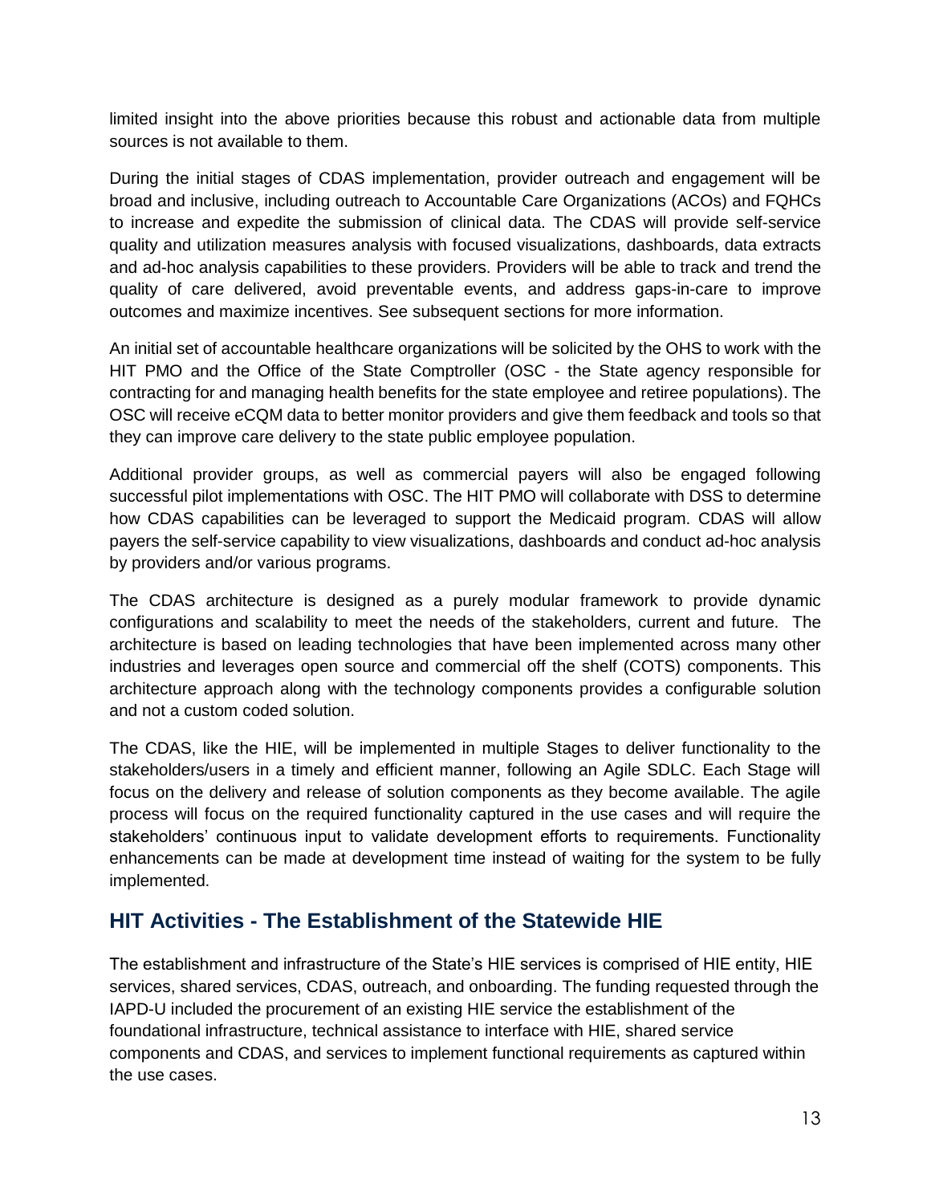limited insight into the above priorities because this robust and actionable data from multiple sources is not available to them.

During the initial stages of CDAS implementation, provider outreach and engagement will be broad and inclusive, including outreach to Accountable Care Organizations (ACOs) and FQHCs to increase and expedite the submission of clinical data. The CDAS will provide self-service quality and utilization measures analysis with focused visualizations, dashboards, data extracts and ad-hoc analysis capabilities to these providers. Providers will be able to track and trend the quality of care delivered, avoid preventable events, and address gaps-in-care to improve outcomes and maximize incentives. See subsequent sections for more information.

An initial set of accountable healthcare organizations will be solicited by the OHS to work with the HIT PMO and the Office of the State Comptroller (OSC - the State agency responsible for contracting for and managing health benefits for the state employee and retiree populations). The OSC will receive eCQM data to better monitor providers and give them feedback and tools so that they can improve care delivery to the state public employee population.

Additional provider groups, as well as commercial payers will also be engaged following successful pilot implementations with OSC. The HIT PMO will collaborate with DSS to determine how CDAS capabilities can be leveraged to support the Medicaid program. CDAS will allow payers the self-service capability to view visualizations, dashboards and conduct ad-hoc analysis by providers and/or various programs.

The CDAS architecture is designed as a purely modular framework to provide dynamic configurations and scalability to meet the needs of the stakeholders, current and future. The architecture is based on leading technologies that have been implemented across many other industries and leverages open source and commercial off the shelf (COTS) components. This architecture approach along with the technology components provides a configurable solution and not a custom coded solution.

The CDAS, like the HIE, will be implemented in multiple Stages to deliver functionality to the stakeholders/users in a timely and efficient manner, following an Agile SDLC. Each Stage will focus on the delivery and release of solution components as they become available. The agile process will focus on the required functionality captured in the use cases and will require the stakeholders' continuous input to validate development efforts to requirements. Functionality enhancements can be made at development time instead of waiting for the system to be fully implemented.

## HIT Activities - The Establishment of the Statewide HIE

The establishment and infrastructure of the State's HIE services is comprised of HIE entity, HIE services, shared services, CDAS, outreach, and onboarding. The funding requested through the IAPD-U included the procurement of an existing HIE service the establishment of the foundational infrastructure, technical assistance to interface with HIE, shared service components and CDAS, and services to implement functional requirements as captured within the use cases.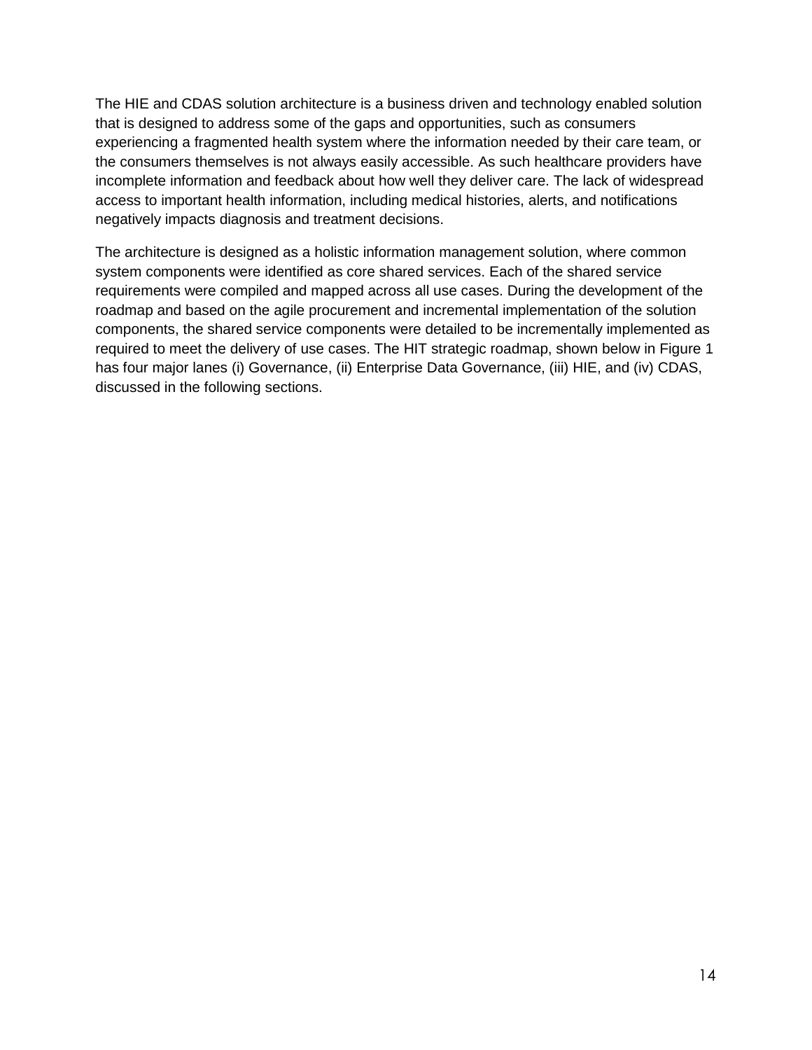The HIE and CDAS solution architecture is a business driven and technology enabled solution that is designed to address some of the gaps and opportunities, such as consumers experiencing a fragmented health system where the information needed by their care team, or the consumers themselves is not always easily accessible. As such healthcare providers have incomplete information and feedback about how well they deliver care. The lack of widespread access to important health information, including medical histories, alerts, and notifications negatively impacts diagnosis and treatment decisions.

The architecture is designed as a holistic information management solution, where common system components were identified as core shared services. Each of the shared service requirements were compiled and mapped across all use cases. During the development of the roadmap and based on the agile procurement and incremental implementation of the solution components, the shared service components were detailed to be incrementally implemented as required to meet the delivery of use cases. The HIT strategic roadmap, shown below in Figure 1 has four major lanes (i) Governance, (ii) Enterprise Data Governance, (iii) HIE, and (iv) CDAS, discussed in the following sections.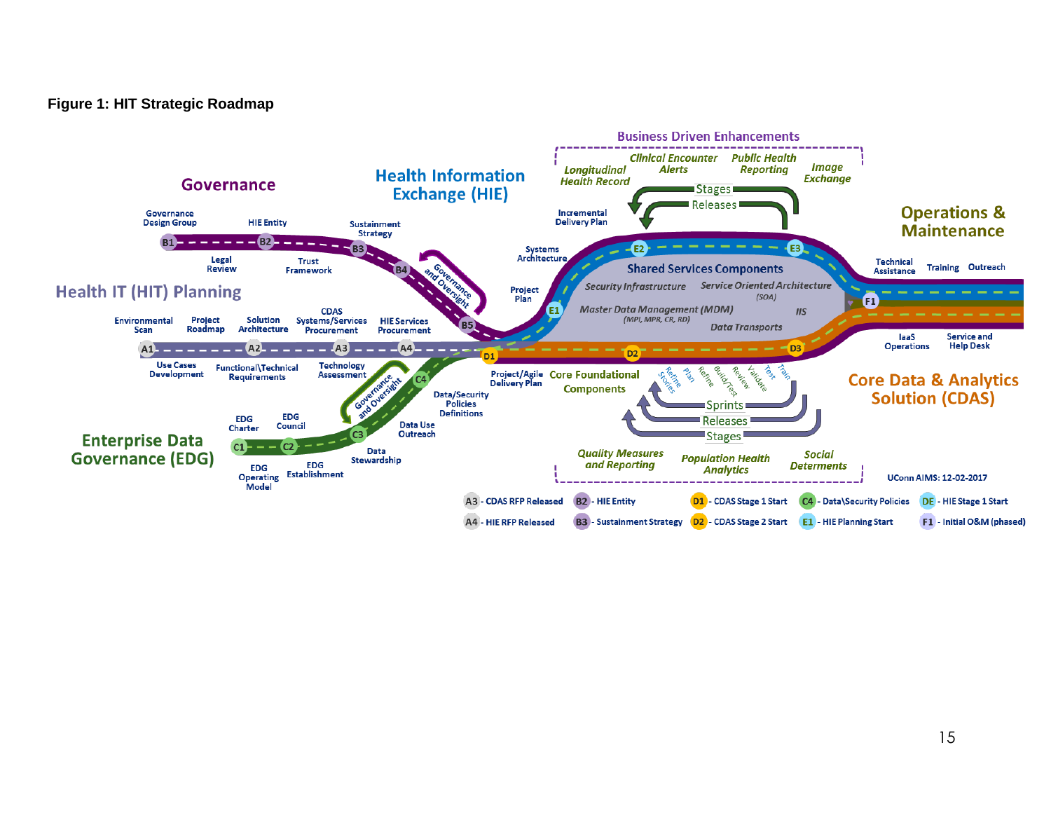**Figure 1: HIT Strategic Roadmap**

**Governance**

- B1 – Governance Design Group
- B2 – HIE Entity
- B3 – Sustainment Strategy
- Legal Review
- Trust Framework
- B4
- B5
- Governance and Oversight

**Health Information Exchange (HIE)**

- E1 – Project Plan
- Systems Architecture
- Incremental Delivery Plan
- E2
- E3

**Business Driven Enhancements**

- Longitudinal Health Record
- Clinical Encounter Alerts
- Public Health Reporting
- Image Exchange
- Stages
- Releases

**Shared Services Components**

- Security Infrastructure
- Service Oriented Architecture (SOA)
- Master Data Management (MDM) (MPI, MPR, CR, RD)
- IIS
- Data Transports

**Operations & Maintenance**

- F1
- Technical Assistance
- Training
- Outreach
- IaaS Operations
- Service and Help Desk

**Health IT (HIT) Planning**

- A1 – Environmental Scan
- Use Cases Development
- Project Roadmap
- A2 – Solution Architecture
- Functional\Technical Requirements
- A3 – CDAS Systems/Services Procurement
- Technology Assessment
- A4 – HIE Services Procurement

**Core Data & Analytics Solution (CDAS)**

- D1 – Project/Agile Delivery Plan
- D2 – Core Foundational Components
- D3
- Refine Stories, Plan, Refine, Build/Test, Review, Validate, Test, Train
- Sprints
- Releases
- Stages
- Quality Measures and Reporting
- Population Health Analytics
- Social Determents

**Enterprise Data Governance (EDG)**

- C1 – EDG Charter
- C2 – EDG Council
- EDG Operating Model
- EDG Establishment
- C3 – Data Stewardship
- Data Use Outreach
- C4 – Data/Security Policies Definitions
- Governance and Oversight

UConn AIMS: 12-02-2017

**Legend:**

- A3 - CDAS RFP Released
- A4 - HIE RFP Released
- B2 - HIE Entity
- B3 - Sustainment Strategy
- D1 - CDAS Stage 1 Start
- D2 - CDAS Stage 2 Start
- C4 - Data\Security Policies
- E1 - HIE Planning Start
- DE - HIE Stage 1 Start
- F1 - Initial O&M (phased)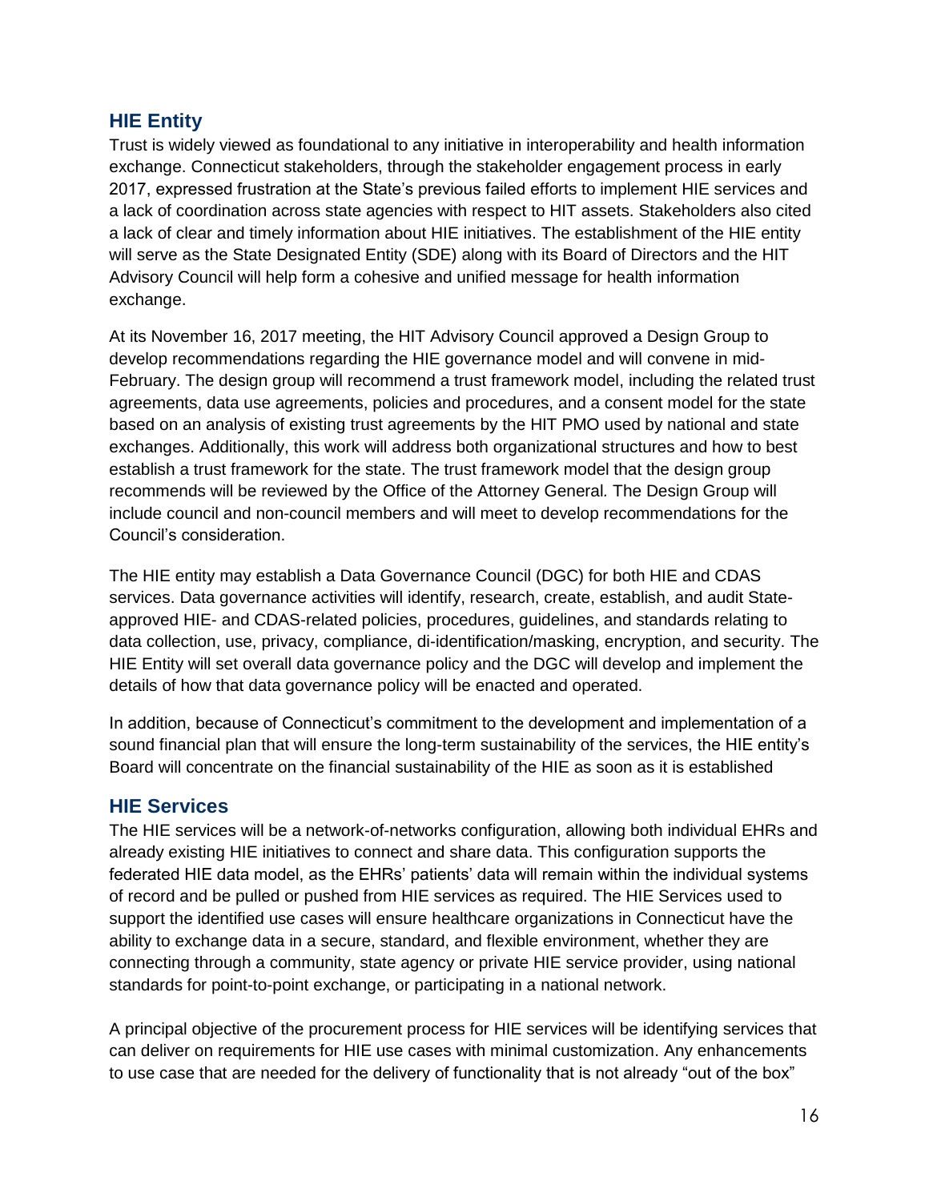## HIE Entity

Trust is widely viewed as foundational to any initiative in interoperability and health information exchange. Connecticut stakeholders, through the stakeholder engagement process in early 2017, expressed frustration at the State's previous failed efforts to implement HIE services and a lack of coordination across state agencies with respect to HIT assets. Stakeholders also cited a lack of clear and timely information about HIE initiatives. The establishment of the HIE entity will serve as the State Designated Entity (SDE) along with its Board of Directors and the HIT Advisory Council will help form a cohesive and unified message for health information exchange.

At its November 16, 2017 meeting, the HIT Advisory Council approved a Design Group to develop recommendations regarding the HIE governance model and will convene in mid-February. The design group will recommend a trust framework model, including the related trust agreements, data use agreements, policies and procedures, and a consent model for the state based on an analysis of existing trust agreements by the HIT PMO used by national and state exchanges. Additionally, this work will address both organizational structures and how to best establish a trust framework for the state. The trust framework model that the design group recommends will be reviewed by the Office of the Attorney General*.* The Design Group will include council and non-council members and will meet to develop recommendations for the Council's consideration.

The HIE entity may establish a Data Governance Council (DGC) for both HIE and CDAS services. Data governance activities will identify, research, create, establish, and audit State-approved HIE- and CDAS-related policies, procedures, guidelines, and standards relating to data collection, use, privacy, compliance, di-identification/masking, encryption, and security. The HIE Entity will set overall data governance policy and the DGC will develop and implement the details of how that data governance policy will be enacted and operated.

In addition, because of Connecticut's commitment to the development and implementation of a sound financial plan that will ensure the long-term sustainability of the services, the HIE entity's Board will concentrate on the financial sustainability of the HIE as soon as it is established

## HIE Services

The HIE services will be a network-of-networks configuration, allowing both individual EHRs and already existing HIE initiatives to connect and share data. This configuration supports the federated HIE data model, as the EHRs' patients' data will remain within the individual systems of record and be pulled or pushed from HIE services as required. The HIE Services used to support the identified use cases will ensure healthcare organizations in Connecticut have the ability to exchange data in a secure, standard, and flexible environment, whether they are connecting through a community, state agency or private HIE service provider, using national standards for point-to-point exchange, or participating in a national network.

A principal objective of the procurement process for HIE services will be identifying services that can deliver on requirements for HIE use cases with minimal customization. Any enhancements to use case that are needed for the delivery of functionality that is not already "out of the box"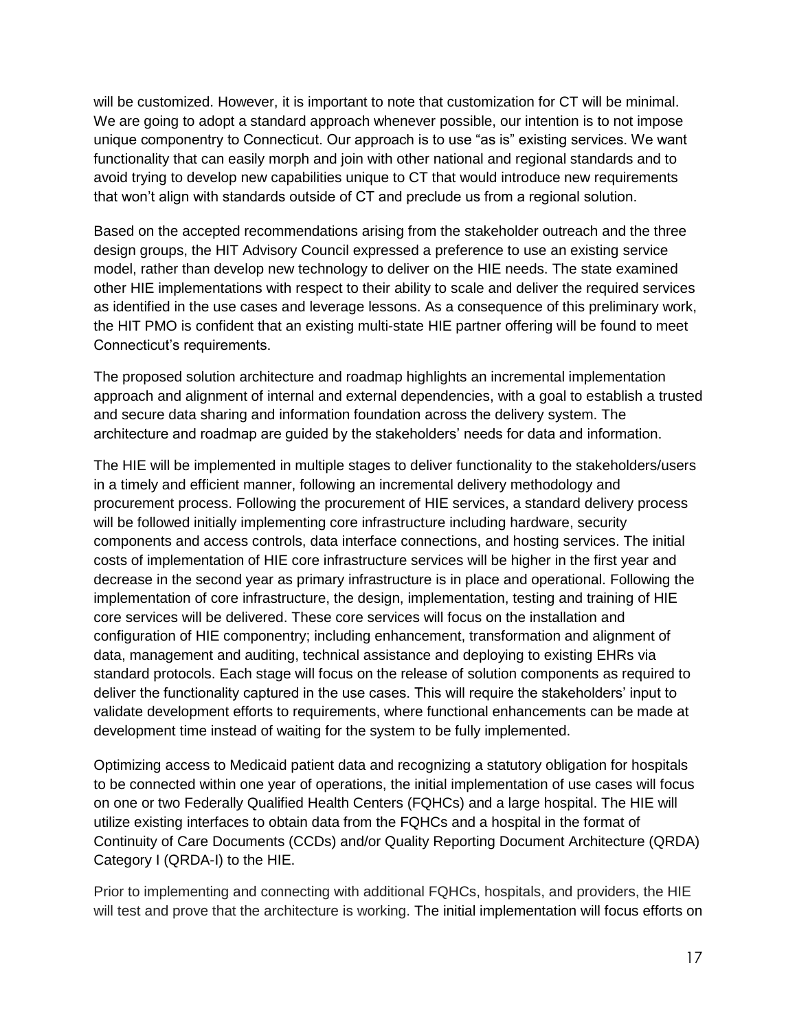will be customized. However, it is important to note that customization for CT will be minimal. We are going to adopt a standard approach whenever possible, our intention is to not impose unique componentry to Connecticut. Our approach is to use "as is" existing services. We want functionality that can easily morph and join with other national and regional standards and to avoid trying to develop new capabilities unique to CT that would introduce new requirements that won't align with standards outside of CT and preclude us from a regional solution.

Based on the accepted recommendations arising from the stakeholder outreach and the three design groups, the HIT Advisory Council expressed a preference to use an existing service model, rather than develop new technology to deliver on the HIE needs. The state examined other HIE implementations with respect to their ability to scale and deliver the required services as identified in the use cases and leverage lessons. As a consequence of this preliminary work, the HIT PMO is confident that an existing multi-state HIE partner offering will be found to meet Connecticut's requirements.

The proposed solution architecture and roadmap highlights an incremental implementation approach and alignment of internal and external dependencies, with a goal to establish a trusted and secure data sharing and information foundation across the delivery system. The architecture and roadmap are guided by the stakeholders' needs for data and information.

The HIE will be implemented in multiple stages to deliver functionality to the stakeholders/users in a timely and efficient manner, following an incremental delivery methodology and procurement process. Following the procurement of HIE services, a standard delivery process will be followed initially implementing core infrastructure including hardware, security components and access controls, data interface connections, and hosting services. The initial costs of implementation of HIE core infrastructure services will be higher in the first year and decrease in the second year as primary infrastructure is in place and operational. Following the implementation of core infrastructure, the design, implementation, testing and training of HIE core services will be delivered. These core services will focus on the installation and configuration of HIE componentry; including enhancement, transformation and alignment of data, management and auditing, technical assistance and deploying to existing EHRs via standard protocols. Each stage will focus on the release of solution components as required to deliver the functionality captured in the use cases. This will require the stakeholders' input to validate development efforts to requirements, where functional enhancements can be made at development time instead of waiting for the system to be fully implemented.

Optimizing access to Medicaid patient data and recognizing a statutory obligation for hospitals to be connected within one year of operations, the initial implementation of use cases will focus on one or two Federally Qualified Health Centers (FQHCs) and a large hospital. The HIE will utilize existing interfaces to obtain data from the FQHCs and a hospital in the format of Continuity of Care Documents (CCDs) and/or Quality Reporting Document Architecture (QRDA) Category I (QRDA-I) to the HIE.

Prior to implementing and connecting with additional FQHCs, hospitals, and providers, the HIE will test and prove that the architecture is working. The initial implementation will focus efforts on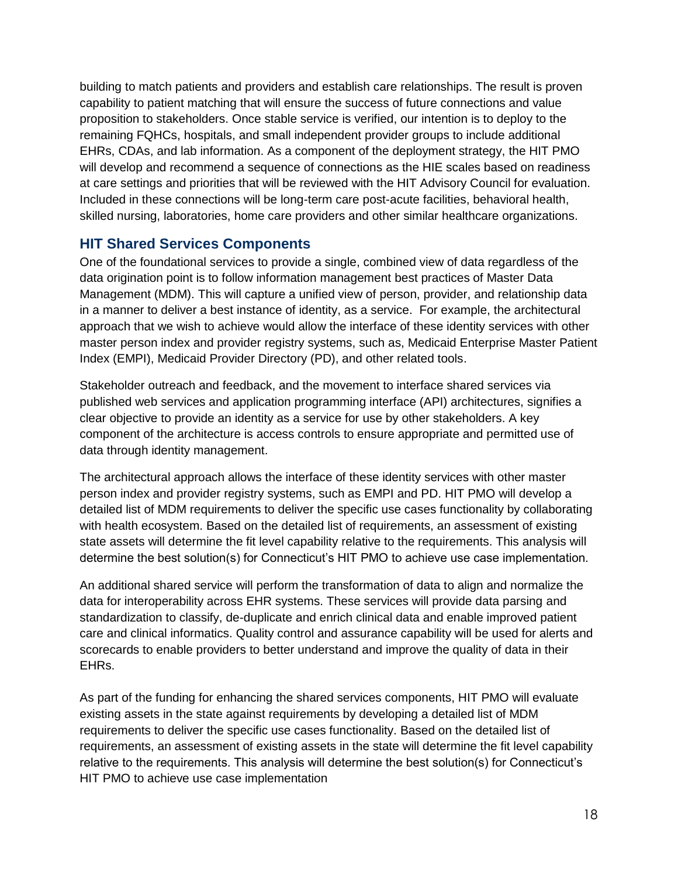building to match patients and providers and establish care relationships. The result is proven capability to patient matching that will ensure the success of future connections and value proposition to stakeholders. Once stable service is verified, our intention is to deploy to the remaining FQHCs, hospitals, and small independent provider groups to include additional EHRs, CDAs, and lab information. As a component of the deployment strategy, the HIT PMO will develop and recommend a sequence of connections as the HIE scales based on readiness at care settings and priorities that will be reviewed with the HIT Advisory Council for evaluation. Included in these connections will be long-term care post-acute facilities, behavioral health, skilled nursing, laboratories, home care providers and other similar healthcare organizations.

## HIT Shared Services Components

One of the foundational services to provide a single, combined view of data regardless of the data origination point is to follow information management best practices of Master Data Management (MDM). This will capture a unified view of person, provider, and relationship data in a manner to deliver a best instance of identity, as a service. For example, the architectural approach that we wish to achieve would allow the interface of these identity services with other master person index and provider registry systems, such as, Medicaid Enterprise Master Patient Index (EMPI), Medicaid Provider Directory (PD), and other related tools.

Stakeholder outreach and feedback, and the movement to interface shared services via published web services and application programming interface (API) architectures, signifies a clear objective to provide an identity as a service for use by other stakeholders. A key component of the architecture is access controls to ensure appropriate and permitted use of data through identity management.

The architectural approach allows the interface of these identity services with other master person index and provider registry systems, such as EMPI and PD. HIT PMO will develop a detailed list of MDM requirements to deliver the specific use cases functionality by collaborating with health ecosystem. Based on the detailed list of requirements, an assessment of existing state assets will determine the fit level capability relative to the requirements. This analysis will determine the best solution(s) for Connecticut's HIT PMO to achieve use case implementation.

An additional shared service will perform the transformation of data to align and normalize the data for interoperability across EHR systems. These services will provide data parsing and standardization to classify, de-duplicate and enrich clinical data and enable improved patient care and clinical informatics. Quality control and assurance capability will be used for alerts and scorecards to enable providers to better understand and improve the quality of data in their EHRs.

As part of the funding for enhancing the shared services components, HIT PMO will evaluate existing assets in the state against requirements by developing a detailed list of MDM requirements to deliver the specific use cases functionality. Based on the detailed list of requirements, an assessment of existing assets in the state will determine the fit level capability relative to the requirements. This analysis will determine the best solution(s) for Connecticut's HIT PMO to achieve use case implementation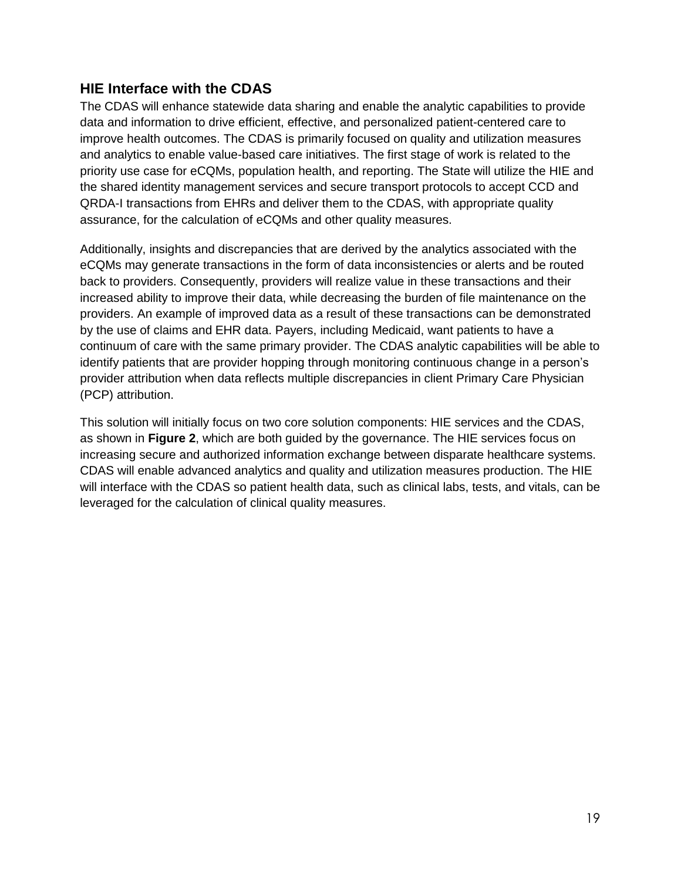## HIE Interface with the CDAS

The CDAS will enhance statewide data sharing and enable the analytic capabilities to provide data and information to drive efficient, effective, and personalized patient-centered care to improve health outcomes. The CDAS is primarily focused on quality and utilization measures and analytics to enable value-based care initiatives. The first stage of work is related to the priority use case for eCQMs, population health, and reporting. The State will utilize the HIE and the shared identity management services and secure transport protocols to accept CCD and QRDA-I transactions from EHRs and deliver them to the CDAS, with appropriate quality assurance, for the calculation of eCQMs and other quality measures.

Additionally, insights and discrepancies that are derived by the analytics associated with the eCQMs may generate transactions in the form of data inconsistencies or alerts and be routed back to providers. Consequently, providers will realize value in these transactions and their increased ability to improve their data, while decreasing the burden of file maintenance on the providers. An example of improved data as a result of these transactions can be demonstrated by the use of claims and EHR data. Payers, including Medicaid, want patients to have a continuum of care with the same primary provider. The CDAS analytic capabilities will be able to identify patients that are provider hopping through monitoring continuous change in a person's provider attribution when data reflects multiple discrepancies in client Primary Care Physician (PCP) attribution.

This solution will initially focus on two core solution components: HIE services and the CDAS, as shown in **Figure 2**, which are both guided by the governance. The HIE services focus on increasing secure and authorized information exchange between disparate healthcare systems. CDAS will enable advanced analytics and quality and utilization measures production. The HIE will interface with the CDAS so patient health data, such as clinical labs, tests, and vitals, can be leveraged for the calculation of clinical quality measures.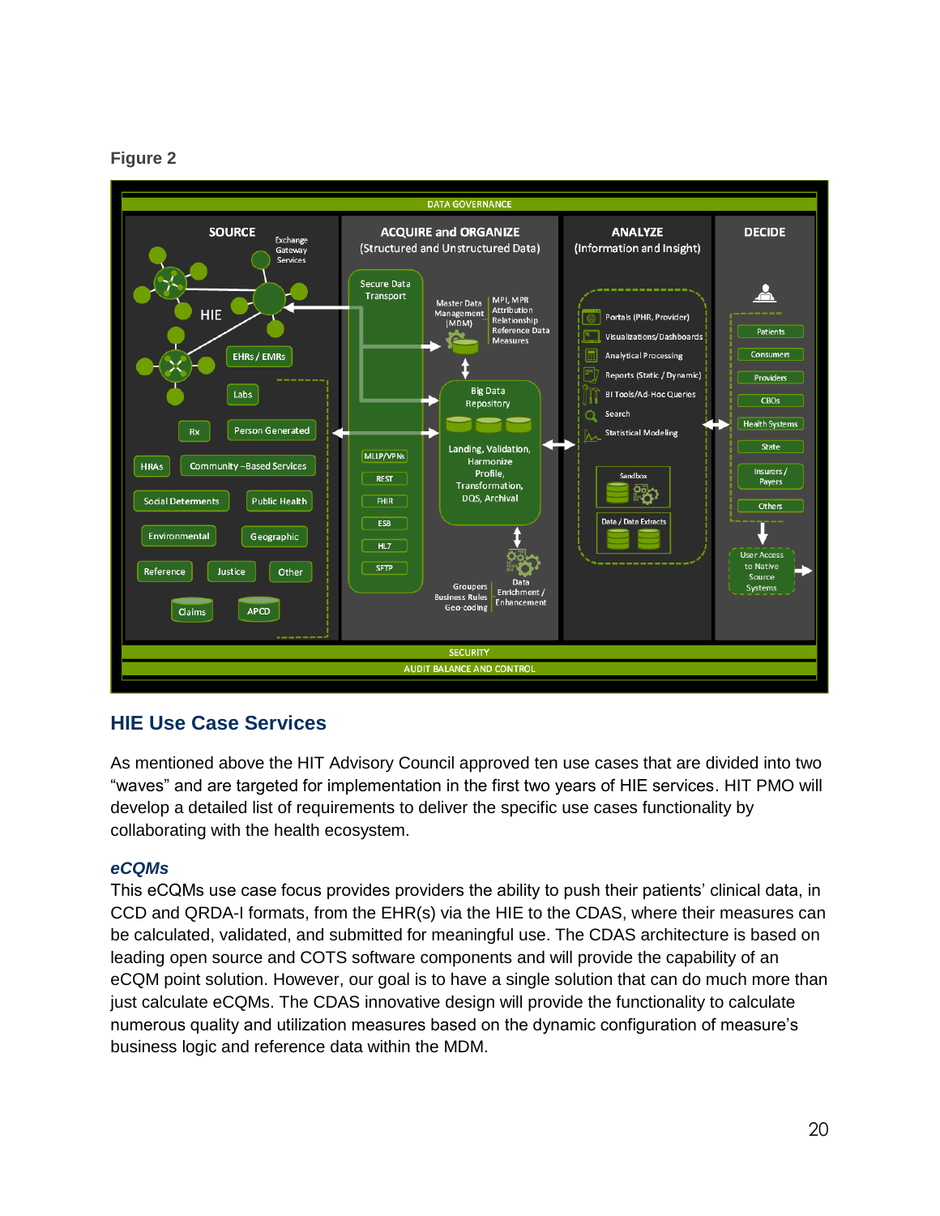**Figure 2**

## HIE Use Case Services

As mentioned above the HIT Advisory Council approved ten use cases that are divided into two “waves” and are targeted for implementation in the first two years of HIE services. HIT PMO will develop a detailed list of requirements to deliver the specific use cases functionality by collaborating with the health ecosystem.

### *eCQMs*

This eCQMs use case focus provides providers the ability to push their patients’ clinical data, in CCD and QRDA-I formats, from the EHR(s) via the HIE to the CDAS, where their measures can be calculated, validated, and submitted for meaningful use. The CDAS architecture is based on leading open source and COTS software components and will provide the capability of an eCQM point solution. However, our goal is to have a single solution that can do much more than just calculate eCQMs. The CDAS innovative design will provide the functionality to calculate numerous quality and utilization measures based on the dynamic configuration of measure’s business logic and reference data within the MDM.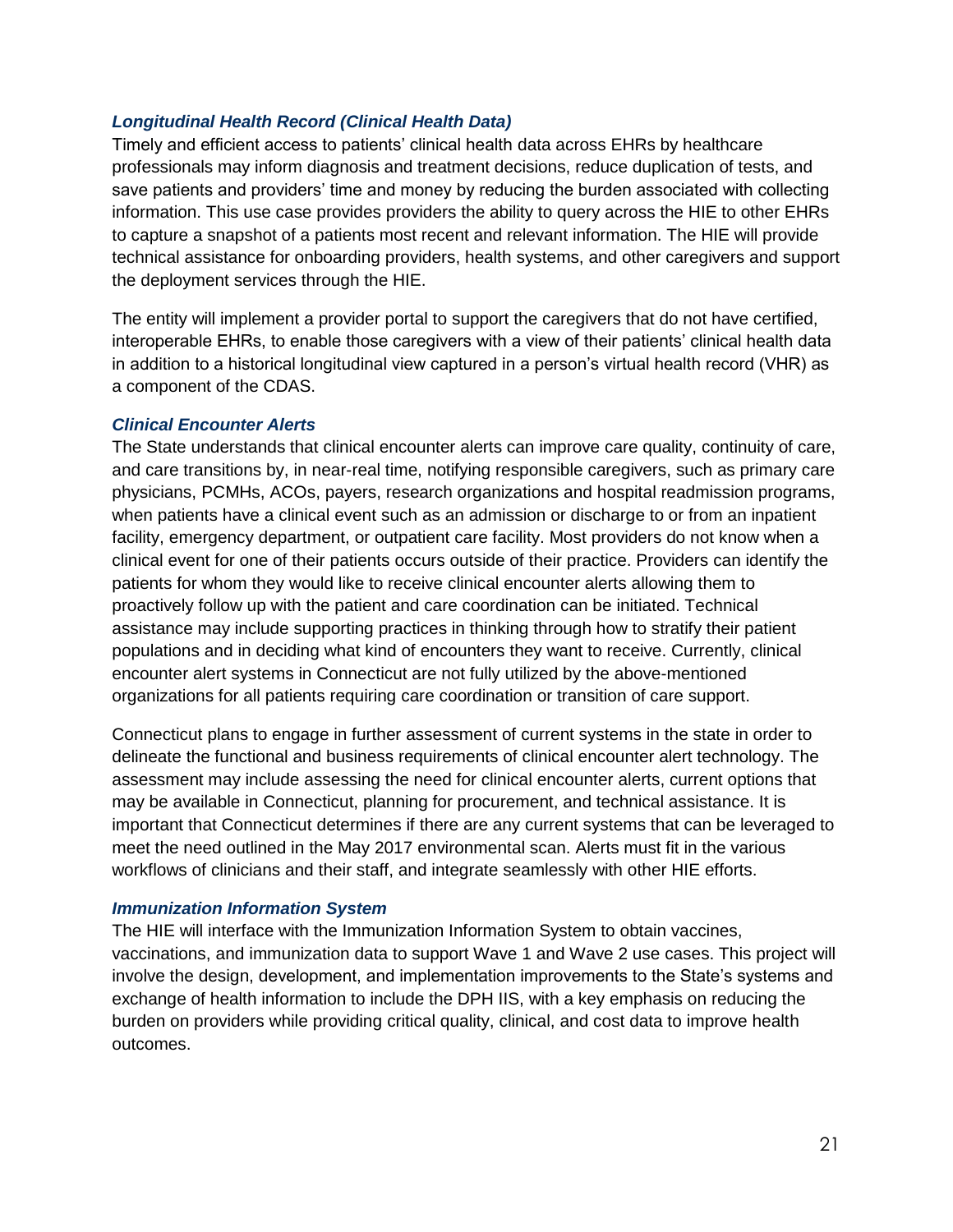### *Longitudinal Health Record (Clinical Health Data)*

Timely and efficient access to patients' clinical health data across EHRs by healthcare professionals may inform diagnosis and treatment decisions, reduce duplication of tests, and save patients and providers' time and money by reducing the burden associated with collecting information. This use case provides providers the ability to query across the HIE to other EHRs to capture a snapshot of a patients most recent and relevant information. The HIE will provide technical assistance for onboarding providers, health systems, and other caregivers and support the deployment services through the HIE.

The entity will implement a provider portal to support the caregivers that do not have certified, interoperable EHRs, to enable those caregivers with a view of their patients' clinical health data in addition to a historical longitudinal view captured in a person's virtual health record (VHR) as a component of the CDAS.

### *Clinical Encounter Alerts*

The State understands that clinical encounter alerts can improve care quality, continuity of care, and care transitions by, in near-real time, notifying responsible caregivers, such as primary care physicians, PCMHs, ACOs, payers, research organizations and hospital readmission programs, when patients have a clinical event such as an admission or discharge to or from an inpatient facility, emergency department, or outpatient care facility. Most providers do not know when a clinical event for one of their patients occurs outside of their practice. Providers can identify the patients for whom they would like to receive clinical encounter alerts allowing them to proactively follow up with the patient and care coordination can be initiated. Technical assistance may include supporting practices in thinking through how to stratify their patient populations and in deciding what kind of encounters they want to receive. Currently, clinical encounter alert systems in Connecticut are not fully utilized by the above-mentioned organizations for all patients requiring care coordination or transition of care support.

Connecticut plans to engage in further assessment of current systems in the state in order to delineate the functional and business requirements of clinical encounter alert technology. The assessment may include assessing the need for clinical encounter alerts, current options that may be available in Connecticut, planning for procurement, and technical assistance. It is important that Connecticut determines if there are any current systems that can be leveraged to meet the need outlined in the May 2017 environmental scan. Alerts must fit in the various workflows of clinicians and their staff, and integrate seamlessly with other HIE efforts.

### *Immunization Information System*

The HIE will interface with the Immunization Information System to obtain vaccines, vaccinations, and immunization data to support Wave 1 and Wave 2 use cases. This project will involve the design, development, and implementation improvements to the State's systems and exchange of health information to include the DPH IIS, with a key emphasis on reducing the burden on providers while providing critical quality, clinical, and cost data to improve health outcomes.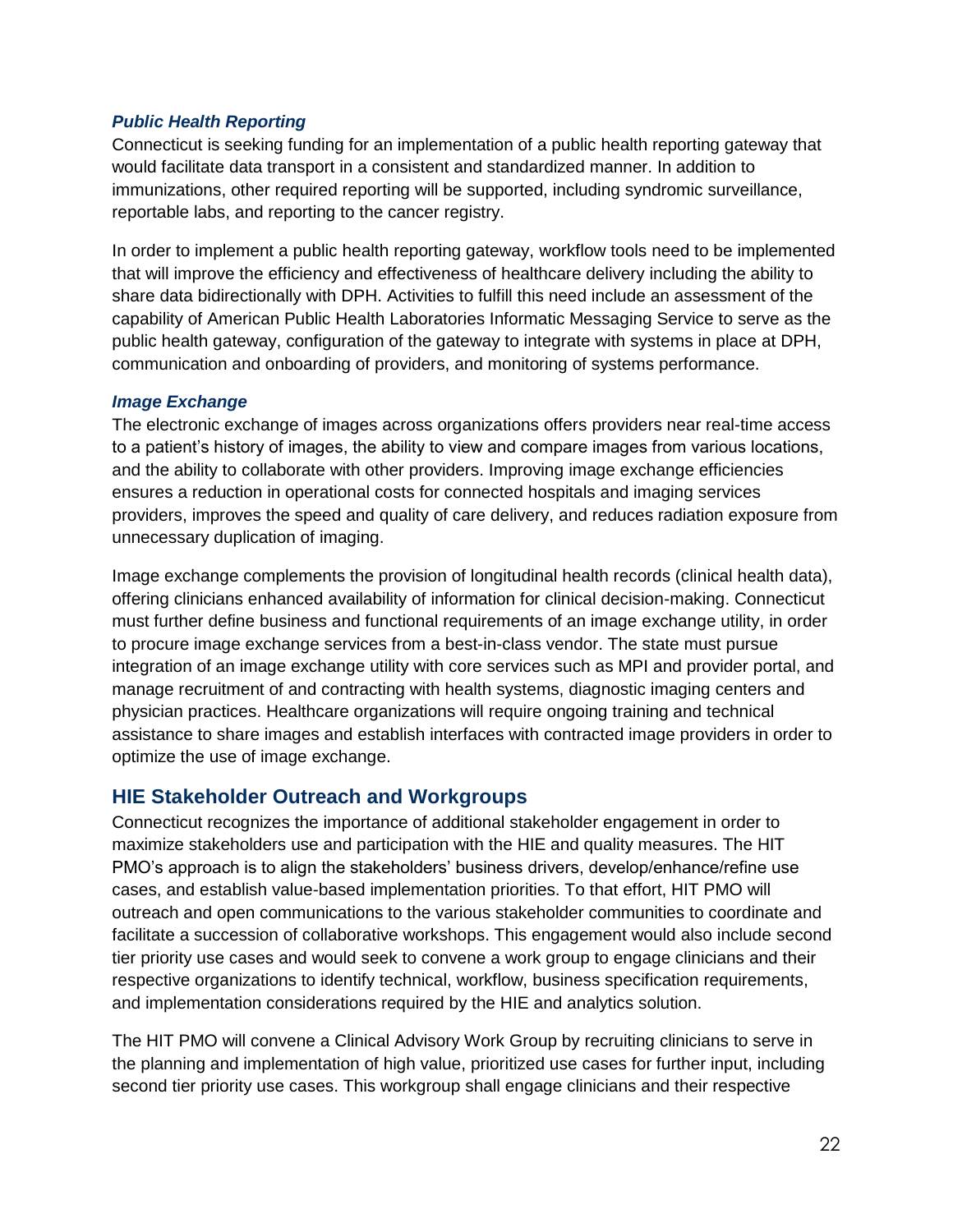#### *Public Health Reporting*

Connecticut is seeking funding for an implementation of a public health reporting gateway that would facilitate data transport in a consistent and standardized manner. In addition to immunizations, other required reporting will be supported, including syndromic surveillance, reportable labs, and reporting to the cancer registry.

In order to implement a public health reporting gateway, workflow tools need to be implemented that will improve the efficiency and effectiveness of healthcare delivery including the ability to share data bidirectionally with DPH. Activities to fulfill this need include an assessment of the capability of American Public Health Laboratories Informatic Messaging Service to serve as the public health gateway, configuration of the gateway to integrate with systems in place at DPH, communication and onboarding of providers, and monitoring of systems performance.

#### *Image Exchange*

The electronic exchange of images across organizations offers providers near real-time access to a patient's history of images, the ability to view and compare images from various locations, and the ability to collaborate with other providers. Improving image exchange efficiencies ensures a reduction in operational costs for connected hospitals and imaging services providers, improves the speed and quality of care delivery, and reduces radiation exposure from unnecessary duplication of imaging.

Image exchange complements the provision of longitudinal health records (clinical health data), offering clinicians enhanced availability of information for clinical decision-making. Connecticut must further define business and functional requirements of an image exchange utility, in order to procure image exchange services from a best-in-class vendor. The state must pursue integration of an image exchange utility with core services such as MPI and provider portal, and manage recruitment of and contracting with health systems, diagnostic imaging centers and physician practices. Healthcare organizations will require ongoing training and technical assistance to share images and establish interfaces with contracted image providers in order to optimize the use of image exchange.

## HIE Stakeholder Outreach and Workgroups

Connecticut recognizes the importance of additional stakeholder engagement in order to maximize stakeholders use and participation with the HIE and quality measures. The HIT PMO's approach is to align the stakeholders' business drivers, develop/enhance/refine use cases, and establish value-based implementation priorities. To that effort, HIT PMO will outreach and open communications to the various stakeholder communities to coordinate and facilitate a succession of collaborative workshops. This engagement would also include second tier priority use cases and would seek to convene a work group to engage clinicians and their respective organizations to identify technical, workflow, business specification requirements, and implementation considerations required by the HIE and analytics solution.

The HIT PMO will convene a Clinical Advisory Work Group by recruiting clinicians to serve in the planning and implementation of high value, prioritized use cases for further input, including second tier priority use cases. This workgroup shall engage clinicians and their respective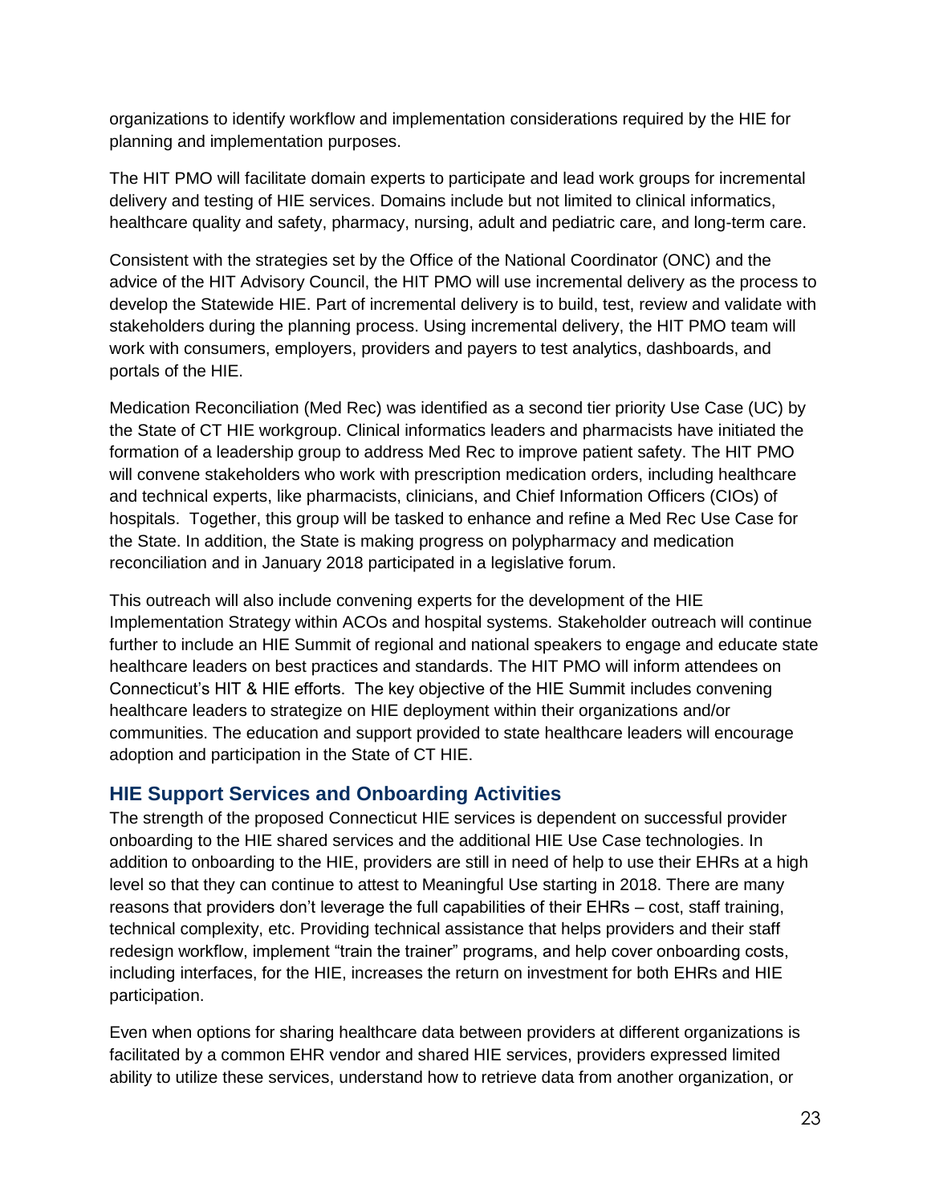organizations to identify workflow and implementation considerations required by the HIE for planning and implementation purposes.

The HIT PMO will facilitate domain experts to participate and lead work groups for incremental delivery and testing of HIE services. Domains include but not limited to clinical informatics, healthcare quality and safety, pharmacy, nursing, adult and pediatric care, and long-term care.

Consistent with the strategies set by the Office of the National Coordinator (ONC) and the advice of the HIT Advisory Council, the HIT PMO will use incremental delivery as the process to develop the Statewide HIE. Part of incremental delivery is to build, test, review and validate with stakeholders during the planning process. Using incremental delivery, the HIT PMO team will work with consumers, employers, providers and payers to test analytics, dashboards, and portals of the HIE.

Medication Reconciliation (Med Rec) was identified as a second tier priority Use Case (UC) by the State of CT HIE workgroup. Clinical informatics leaders and pharmacists have initiated the formation of a leadership group to address Med Rec to improve patient safety. The HIT PMO will convene stakeholders who work with prescription medication orders, including healthcare and technical experts, like pharmacists, clinicians, and Chief Information Officers (CIOs) of hospitals. Together, this group will be tasked to enhance and refine a Med Rec Use Case for the State. In addition, the State is making progress on polypharmacy and medication reconciliation and in January 2018 participated in a legislative forum.

This outreach will also include convening experts for the development of the HIE Implementation Strategy within ACOs and hospital systems. Stakeholder outreach will continue further to include an HIE Summit of regional and national speakers to engage and educate state healthcare leaders on best practices and standards. The HIT PMO will inform attendees on Connecticut's HIT & HIE efforts. The key objective of the HIE Summit includes convening healthcare leaders to strategize on HIE deployment within their organizations and/or communities. The education and support provided to state healthcare leaders will encourage adoption and participation in the State of CT HIE.

## HIE Support Services and Onboarding Activities

The strength of the proposed Connecticut HIE services is dependent on successful provider onboarding to the HIE shared services and the additional HIE Use Case technologies. In addition to onboarding to the HIE, providers are still in need of help to use their EHRs at a high level so that they can continue to attest to Meaningful Use starting in 2018. There are many reasons that providers don't leverage the full capabilities of their EHRs – cost, staff training, technical complexity, etc. Providing technical assistance that helps providers and their staff redesign workflow, implement "train the trainer" programs, and help cover onboarding costs, including interfaces, for the HIE, increases the return on investment for both EHRs and HIE participation.

Even when options for sharing healthcare data between providers at different organizations is facilitated by a common EHR vendor and shared HIE services, providers expressed limited ability to utilize these services, understand how to retrieve data from another organization, or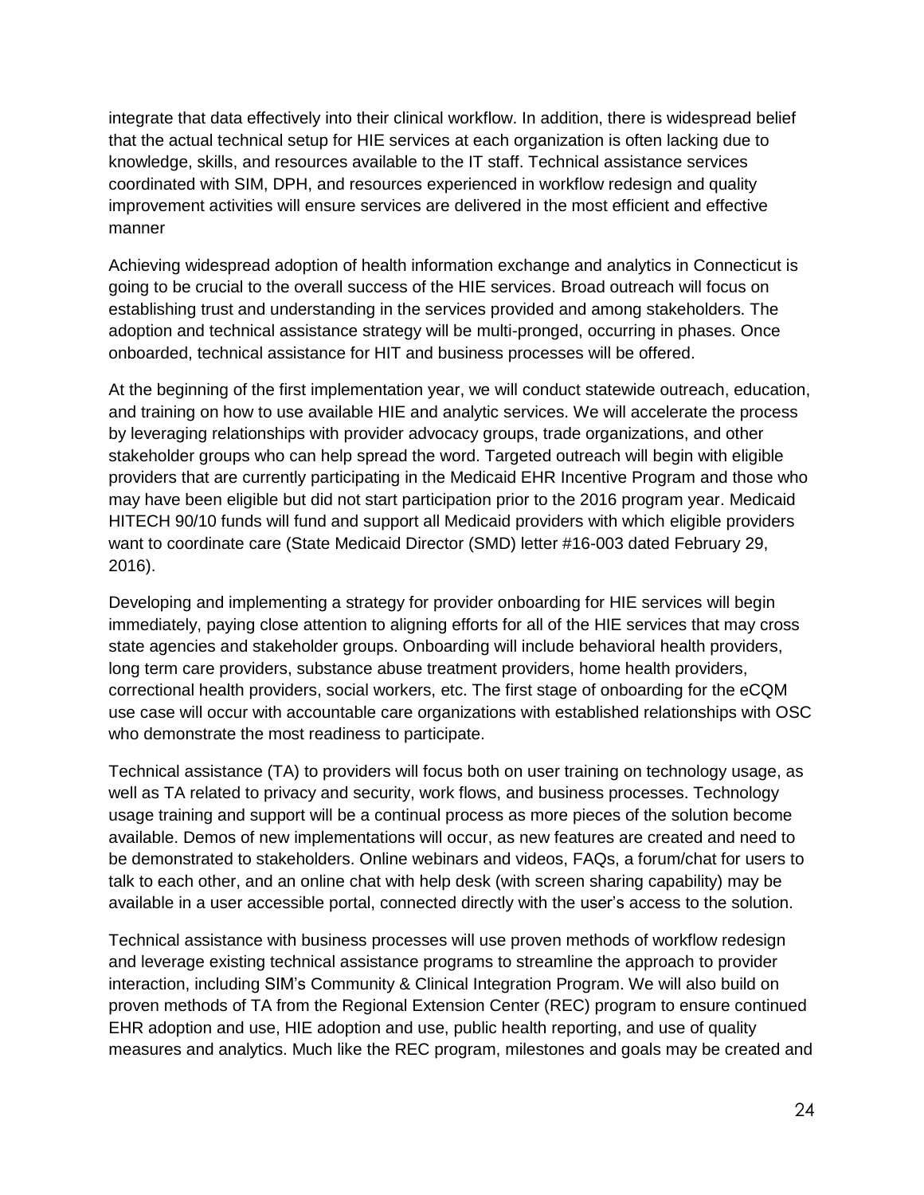integrate that data effectively into their clinical workflow. In addition, there is widespread belief that the actual technical setup for HIE services at each organization is often lacking due to knowledge, skills, and resources available to the IT staff. Technical assistance services coordinated with SIM, DPH, and resources experienced in workflow redesign and quality improvement activities will ensure services are delivered in the most efficient and effective manner

Achieving widespread adoption of health information exchange and analytics in Connecticut is going to be crucial to the overall success of the HIE services. Broad outreach will focus on establishing trust and understanding in the services provided and among stakeholders. The adoption and technical assistance strategy will be multi-pronged, occurring in phases. Once onboarded, technical assistance for HIT and business processes will be offered.

At the beginning of the first implementation year, we will conduct statewide outreach, education, and training on how to use available HIE and analytic services. We will accelerate the process by leveraging relationships with provider advocacy groups, trade organizations, and other stakeholder groups who can help spread the word. Targeted outreach will begin with eligible providers that are currently participating in the Medicaid EHR Incentive Program and those who may have been eligible but did not start participation prior to the 2016 program year. Medicaid HITECH 90/10 funds will fund and support all Medicaid providers with which eligible providers want to coordinate care (State Medicaid Director (SMD) letter #16-003 dated February 29, 2016).

Developing and implementing a strategy for provider onboarding for HIE services will begin immediately, paying close attention to aligning efforts for all of the HIE services that may cross state agencies and stakeholder groups. Onboarding will include behavioral health providers, long term care providers, substance abuse treatment providers, home health providers, correctional health providers, social workers, etc. The first stage of onboarding for the eCQM use case will occur with accountable care organizations with established relationships with OSC who demonstrate the most readiness to participate.

Technical assistance (TA) to providers will focus both on user training on technology usage, as well as TA related to privacy and security, work flows, and business processes. Technology usage training and support will be a continual process as more pieces of the solution become available. Demos of new implementations will occur, as new features are created and need to be demonstrated to stakeholders. Online webinars and videos, FAQs, a forum/chat for users to talk to each other, and an online chat with help desk (with screen sharing capability) may be available in a user accessible portal, connected directly with the user's access to the solution.

Technical assistance with business processes will use proven methods of workflow redesign and leverage existing technical assistance programs to streamline the approach to provider interaction, including SIM's Community & Clinical Integration Program. We will also build on proven methods of TA from the Regional Extension Center (REC) program to ensure continued EHR adoption and use, HIE adoption and use, public health reporting, and use of quality measures and analytics. Much like the REC program, milestones and goals may be created and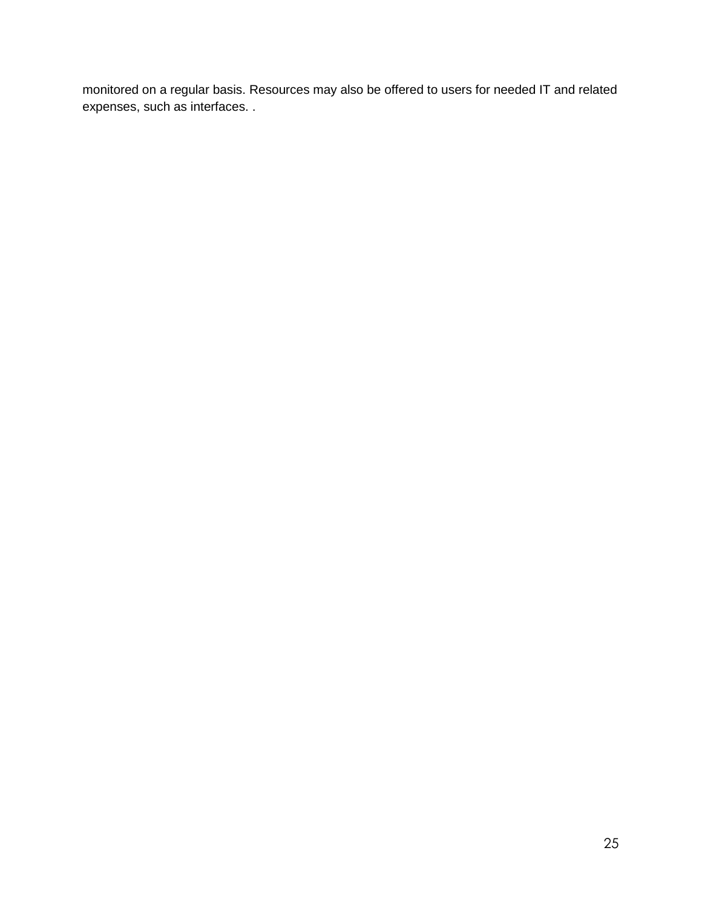monitored on a regular basis. Resources may also be offered to users for needed IT and related expenses, such as interfaces. .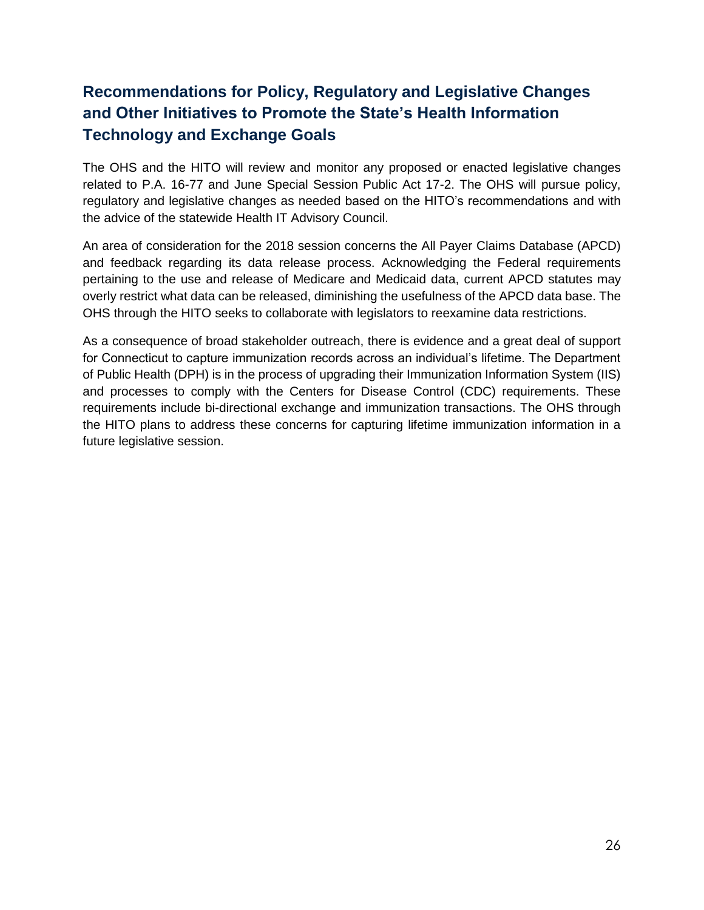## Recommendations for Policy, Regulatory and Legislative Changes and Other Initiatives to Promote the State's Health Information Technology and Exchange Goals

The OHS and the HITO will review and monitor any proposed or enacted legislative changes related to P.A. 16-77 and June Special Session Public Act 17-2. The OHS will pursue policy, regulatory and legislative changes as needed based on the HITO's recommendations and with the advice of the statewide Health IT Advisory Council.

An area of consideration for the 2018 session concerns the All Payer Claims Database (APCD) and feedback regarding its data release process. Acknowledging the Federal requirements pertaining to the use and release of Medicare and Medicaid data, current APCD statutes may overly restrict what data can be released, diminishing the usefulness of the APCD data base. The OHS through the HITO seeks to collaborate with legislators to reexamine data restrictions.

As a consequence of broad stakeholder outreach, there is evidence and a great deal of support for Connecticut to capture immunization records across an individual's lifetime. The Department of Public Health (DPH) is in the process of upgrading their Immunization Information System (IIS) and processes to comply with the Centers for Disease Control (CDC) requirements. These requirements include bi-directional exchange and immunization transactions. The OHS through the HITO plans to address these concerns for capturing lifetime immunization information in a future legislative session.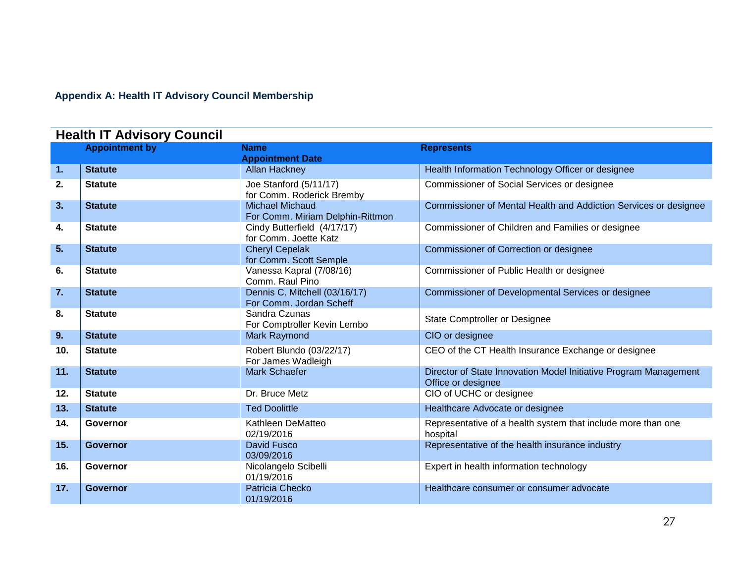### Appendix A: Health IT Advisory Council Membership

## Health IT Advisory Council

| | Appointment by | Name<br>Appointment Date | Represents |
|---|---|---|---|
| **1.** | **Statute** | Allan Hackney | Health Information Technology Officer or designee |
| **2.** | **Statute** | Joe Stanford (5/11/17)<br>for Comm. Roderick Bremby | Commissioner of Social Services or designee |
| **3.** | **Statute** | Michael Michaud<br>For Comm. Miriam Delphin-Rittmon | Commissioner of Mental Health and Addiction Services or designee |
| **4.** | **Statute** | Cindy Butterfield (4/17/17)<br>for Comm. Joette Katz | Commissioner of Children and Families or designee |
| **5.** | **Statute** | Cheryl Cepelak<br>for Comm. Scott Semple | Commissioner of Correction or designee |
| **6.** | **Statute** | Vanessa Kapral (7/08/16)<br>Comm. Raul Pino | Commissioner of Public Health or designee |
| **7.** | **Statute** | Dennis C. Mitchell (03/16/17)<br>For Comm. Jordan Scheff | Commissioner of Developmental Services or designee |
| **8.** | **Statute** | Sandra Czunas<br>For Comptroller Kevin Lembo | State Comptroller or Designee |
| **9.** | **Statute** | Mark Raymond | CIO or designee |
| **10.** | **Statute** | Robert Blundo (03/22/17)<br>For James Wadleigh | CEO of the CT Health Insurance Exchange or designee |
| **11.** | **Statute** | Mark Schaefer | Director of State Innovation Model Initiative Program Management Office or designee |
| **12.** | **Statute** | Dr. Bruce Metz | CIO of UCHC or designee |
| **13.** | **Statute** | Ted Doolittle | Healthcare Advocate or designee |
| **14.** | **Governor** | Kathleen DeMatteo<br>02/19/2016 | Representative of a health system that include more than one hospital |
| **15.** | **Governor** | David Fusco<br>03/09/2016 | Representative of the health insurance industry |
| **16.** | **Governor** | Nicolangelo Scibelli<br>01/19/2016 | Expert in health information technology |
| **17.** | **Governor** | Patricia Checko<br>01/19/2016 | Healthcare consumer or consumer advocate |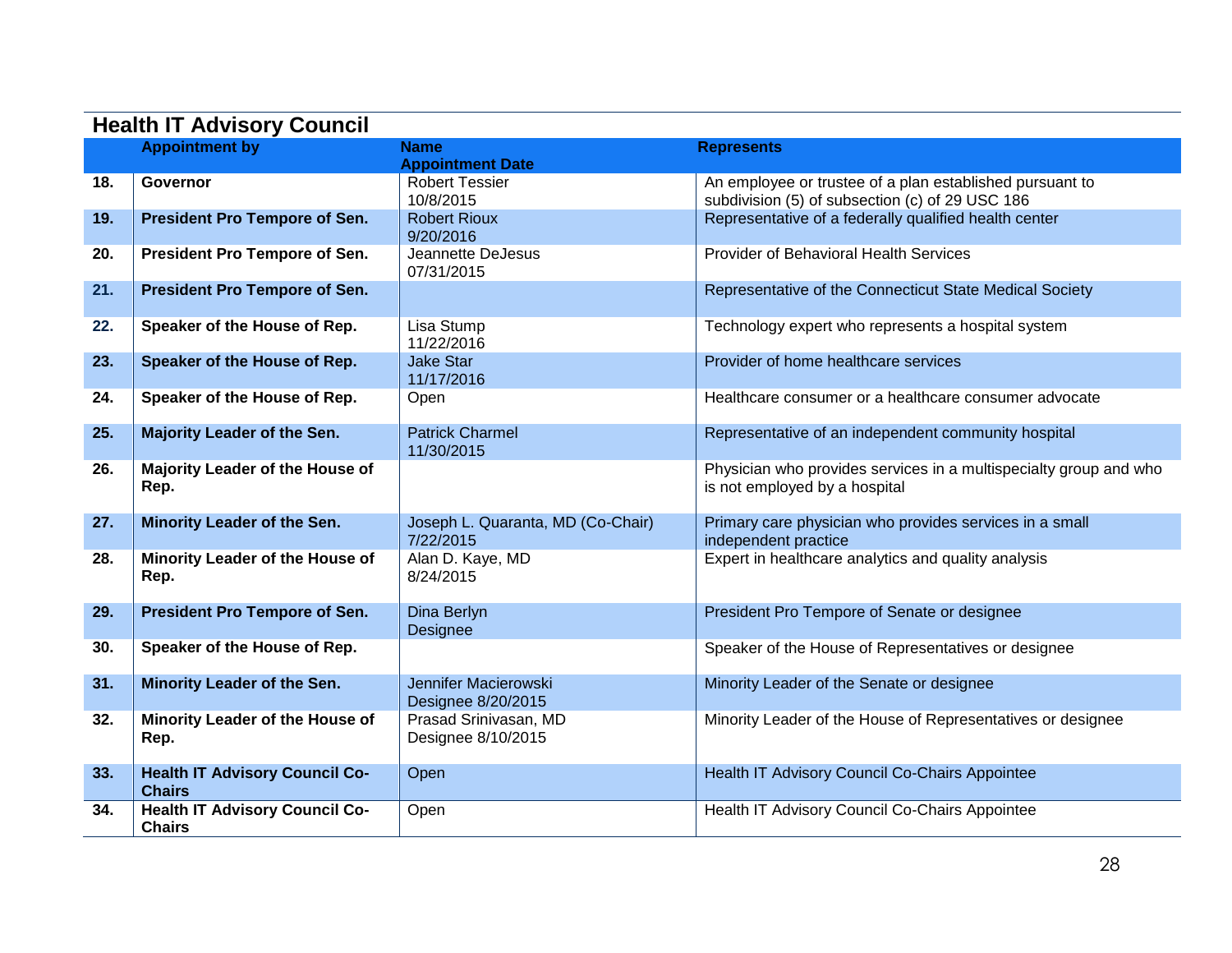## Health IT Advisory Council

| | Appointment by | Name<br>Appointment Date | Represents |
|---|---|---|---|
| 18. | **Governor** | Robert Tessier<br>10/8/2015 | An employee or trustee of a plan established pursuant to subdivision (5) of subsection (c) of 29 USC 186 |
| 19. | **President Pro Tempore of Sen.** | Robert Rioux<br>9/20/2016 | Representative of a federally qualified health center |
| 20. | **President Pro Tempore of Sen.** | Jeannette DeJesus<br>07/31/2015 | Provider of Behavioral Health Services |
| 21. | **President Pro Tempore of Sen.** | | Representative of the Connecticut State Medical Society |
| 22. | **Speaker of the House of Rep.** | Lisa Stump<br>11/22/2016 | Technology expert who represents a hospital system |
| 23. | **Speaker of the House of Rep.** | Jake Star<br>11/17/2016 | Provider of home healthcare services |
| 24. | **Speaker of the House of Rep.** | Open | Healthcare consumer or a healthcare consumer advocate |
| 25. | **Majority Leader of the Sen.** | Patrick Charmel<br>11/30/2015 | Representative of an independent community hospital |
| 26. | **Majority Leader of the House of Rep.** | | Physician who provides services in a multispecialty group and who is not employed by a hospital |
| 27. | **Minority Leader of the Sen.** | Joseph L. Quaranta, MD (Co-Chair)<br>7/22/2015 | Primary care physician who provides services in a small independent practice |
| 28. | **Minority Leader of the House of Rep.** | Alan D. Kaye, MD<br>8/24/2015 | Expert in healthcare analytics and quality analysis |
| 29. | **President Pro Tempore of Sen.** | Dina Berlyn<br>Designee | President Pro Tempore of Senate or designee |
| 30. | **Speaker of the House of Rep.** | | Speaker of the House of Representatives or designee |
| 31. | **Minority Leader of the Sen.** | Jennifer Macierowski<br>Designee 8/20/2015 | Minority Leader of the Senate or designee |
| 32. | **Minority Leader of the House of Rep.** | Prasad Srinivasan, MD<br>Designee 8/10/2015 | Minority Leader of the House of Representatives or designee |
| 33. | **Health IT Advisory Council Co-Chairs** | Open | Health IT Advisory Council Co-Chairs Appointee |
| 34. | **Health IT Advisory Council Co-Chairs** | Open | Health IT Advisory Council Co-Chairs Appointee |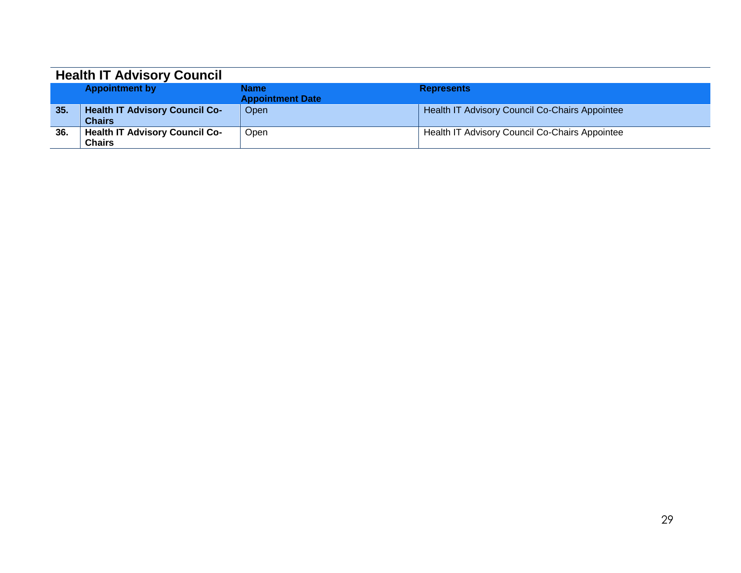## Health IT Advisory Council

| | Appointment by | Name<br>Appointment Date | Represents |
|---|---|---|---|
| **35.** | **Health IT Advisory Council Co-Chairs** | Open | Health IT Advisory Council Co-Chairs Appointee |
| **36.** | **Health IT Advisory Council Co-Chairs** | Open | Health IT Advisory Council Co-Chairs Appointee |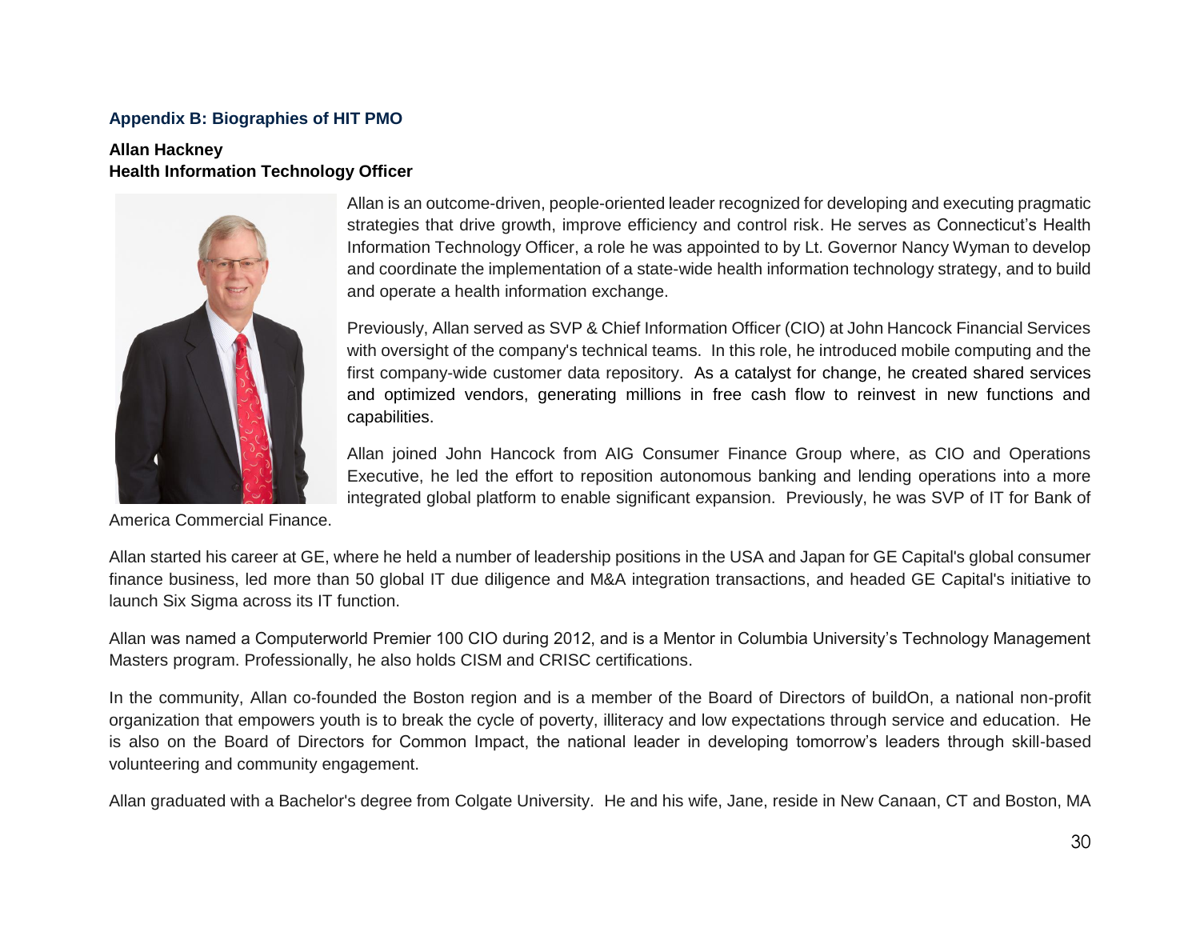## Appendix B: Biographies of HIT PMO

**Allan Hackney**
**Health Information Technology Officer**

Allan is an outcome-driven, people-oriented leader recognized for developing and executing pragmatic strategies that drive growth, improve efficiency and control risk. He serves as Connecticut's Health Information Technology Officer, a role he was appointed to by Lt. Governor Nancy Wyman to develop and coordinate the implementation of a state-wide health information technology strategy, and to build and operate a health information exchange.

Previously, Allan served as SVP & Chief Information Officer (CIO) at John Hancock Financial Services with oversight of the company's technical teams. In this role, he introduced mobile computing and the first company-wide customer data repository. As a catalyst for change, he created shared services and optimized vendors, generating millions in free cash flow to reinvest in new functions and capabilities.

Allan joined John Hancock from AIG Consumer Finance Group where, as CIO and Operations Executive, he led the effort to reposition autonomous banking and lending operations into a more integrated global platform to enable significant expansion. Previously, he was SVP of IT for Bank of America Commercial Finance.

Allan started his career at GE, where he held a number of leadership positions in the USA and Japan for GE Capital's global consumer finance business, led more than 50 global IT due diligence and M&A integration transactions, and headed GE Capital's initiative to launch Six Sigma across its IT function.

Allan was named a Computerworld Premier 100 CIO during 2012, and is a Mentor in Columbia University's Technology Management Masters program. Professionally, he also holds CISM and CRISC certifications.

In the community, Allan co-founded the Boston region and is a member of the Board of Directors of buildOn, a national non-profit organization that empowers youth is to break the cycle of poverty, illiteracy and low expectations through service and education. He is also on the Board of Directors for Common Impact, the national leader in developing tomorrow's leaders through skill-based volunteering and community engagement.

Allan graduated with a Bachelor's degree from Colgate University. He and his wife, Jane, reside in New Canaan, CT and Boston, MA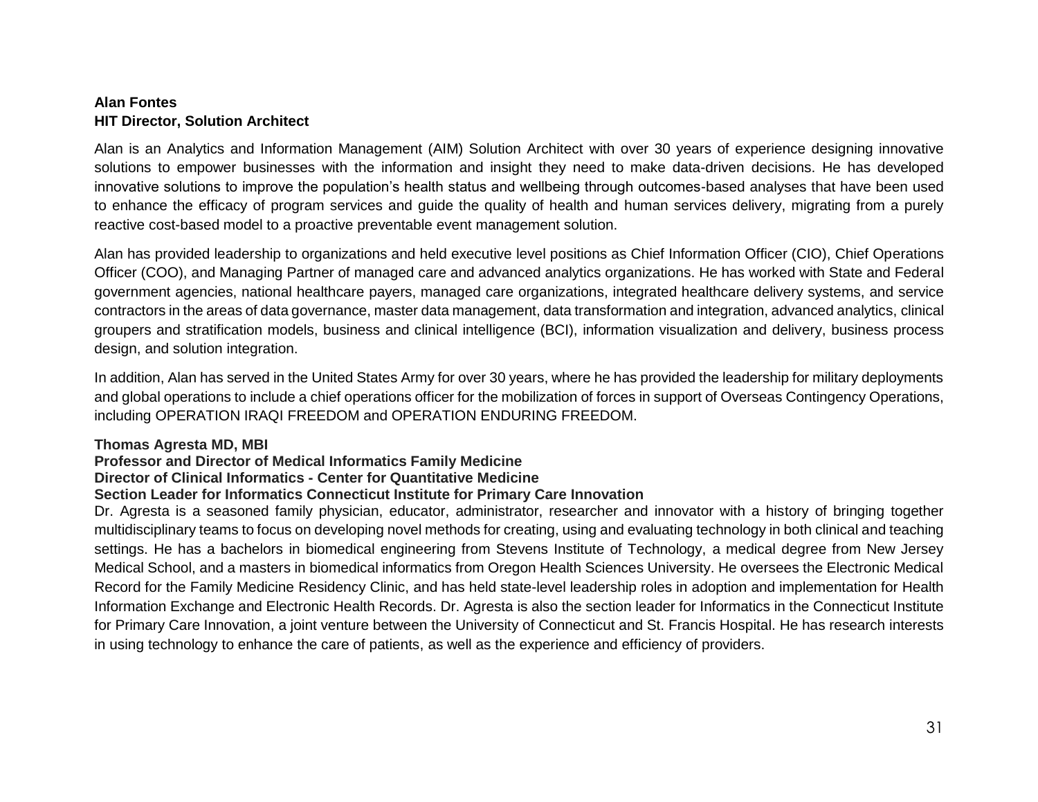**Alan Fontes**
**HIT Director, Solution Architect**

Alan is an Analytics and Information Management (AIM) Solution Architect with over 30 years of experience designing innovative solutions to empower businesses with the information and insight they need to make data-driven decisions. He has developed innovative solutions to improve the population's health status and wellbeing through outcomes-based analyses that have been used to enhance the efficacy of program services and guide the quality of health and human services delivery, migrating from a purely reactive cost-based model to a proactive preventable event management solution.

Alan has provided leadership to organizations and held executive level positions as Chief Information Officer (CIO), Chief Operations Officer (COO), and Managing Partner of managed care and advanced analytics organizations. He has worked with State and Federal government agencies, national healthcare payers, managed care organizations, integrated healthcare delivery systems, and service contractors in the areas of data governance, master data management, data transformation and integration, advanced analytics, clinical groupers and stratification models, business and clinical intelligence (BCI), information visualization and delivery, business process design, and solution integration.

In addition, Alan has served in the United States Army for over 30 years, where he has provided the leadership for military deployments and global operations to include a chief operations officer for the mobilization of forces in support of Overseas Contingency Operations, including OPERATION IRAQI FREEDOM and OPERATION ENDURING FREEDOM.

**Thomas Agresta MD, MBI**
**Professor and Director of Medical Informatics Family Medicine**
**Director of Clinical Informatics - Center for Quantitative Medicine**
**Section Leader for Informatics Connecticut Institute for Primary Care Innovation**

Dr. Agresta is a seasoned family physician, educator, administrator, researcher and innovator with a history of bringing together multidisciplinary teams to focus on developing novel methods for creating, using and evaluating technology in both clinical and teaching settings. He has a bachelors in biomedical engineering from Stevens Institute of Technology, a medical degree from New Jersey Medical School, and a masters in biomedical informatics from Oregon Health Sciences University. He oversees the Electronic Medical Record for the Family Medicine Residency Clinic, and has held state-level leadership roles in adoption and implementation for Health Information Exchange and Electronic Health Records. Dr. Agresta is also the section leader for Informatics in the Connecticut Institute for Primary Care Innovation, a joint venture between the University of Connecticut and St. Francis Hospital. He has research interests in using technology to enhance the care of patients, as well as the experience and efficiency of providers.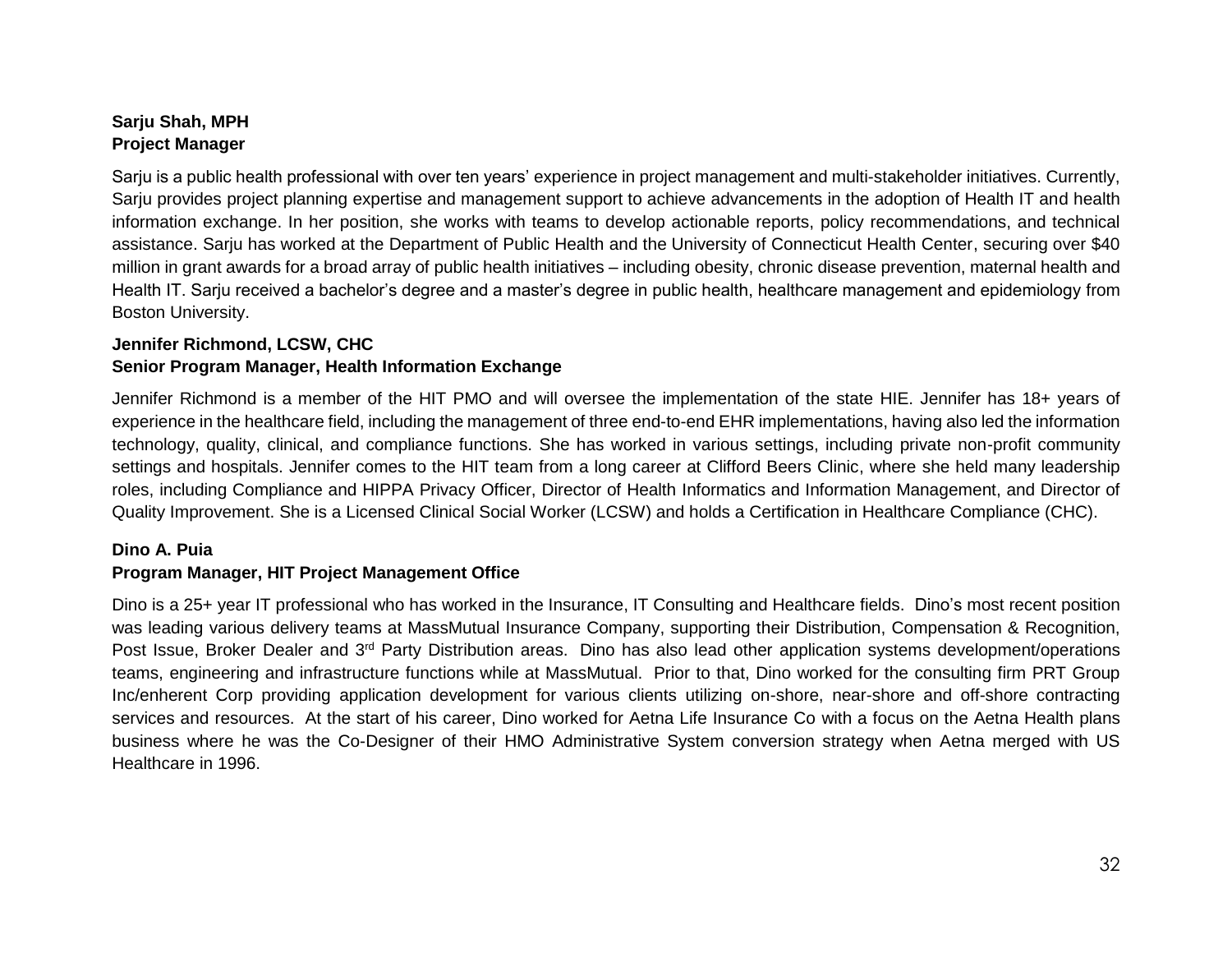**Sarju Shah, MPH**
**Project Manager**

Sarju is a public health professional with over ten years' experience in project management and multi-stakeholder initiatives. Currently, Sarju provides project planning expertise and management support to achieve advancements in the adoption of Health IT and health information exchange. In her position, she works with teams to develop actionable reports, policy recommendations, and technical assistance. Sarju has worked at the Department of Public Health and the University of Connecticut Health Center, securing over $40 million in grant awards for a broad array of public health initiatives – including obesity, chronic disease prevention, maternal health and Health IT. Sarju received a bachelor's degree and a master's degree in public health, healthcare management and epidemiology from Boston University.

**Jennifer Richmond, LCSW, CHC**
**Senior Program Manager, Health Information Exchange**

Jennifer Richmond is a member of the HIT PMO and will oversee the implementation of the state HIE. Jennifer has 18+ years of experience in the healthcare field, including the management of three end-to-end EHR implementations, having also led the information technology, quality, clinical, and compliance functions. She has worked in various settings, including private non-profit community settings and hospitals. Jennifer comes to the HIT team from a long career at Clifford Beers Clinic, where she held many leadership roles, including Compliance and HIPPA Privacy Officer, Director of Health Informatics and Information Management, and Director of Quality Improvement. She is a Licensed Clinical Social Worker (LCSW) and holds a Certification in Healthcare Compliance (CHC).

**Dino A. Puia**
**Program Manager, HIT Project Management Office**

Dino is a 25+ year IT professional who has worked in the Insurance, IT Consulting and Healthcare fields. Dino's most recent position was leading various delivery teams at MassMutual Insurance Company, supporting their Distribution, Compensation & Recognition, Post Issue, Broker Dealer and 3rd Party Distribution areas. Dino has also lead other application systems development/operations teams, engineering and infrastructure functions while at MassMutual. Prior to that, Dino worked for the consulting firm PRT Group Inc/enherent Corp providing application development for various clients utilizing on-shore, near-shore and off-shore contracting services and resources. At the start of his career, Dino worked for Aetna Life Insurance Co with a focus on the Aetna Health plans business where he was the Co-Designer of their HMO Administrative System conversion strategy when Aetna merged with US Healthcare in 1996.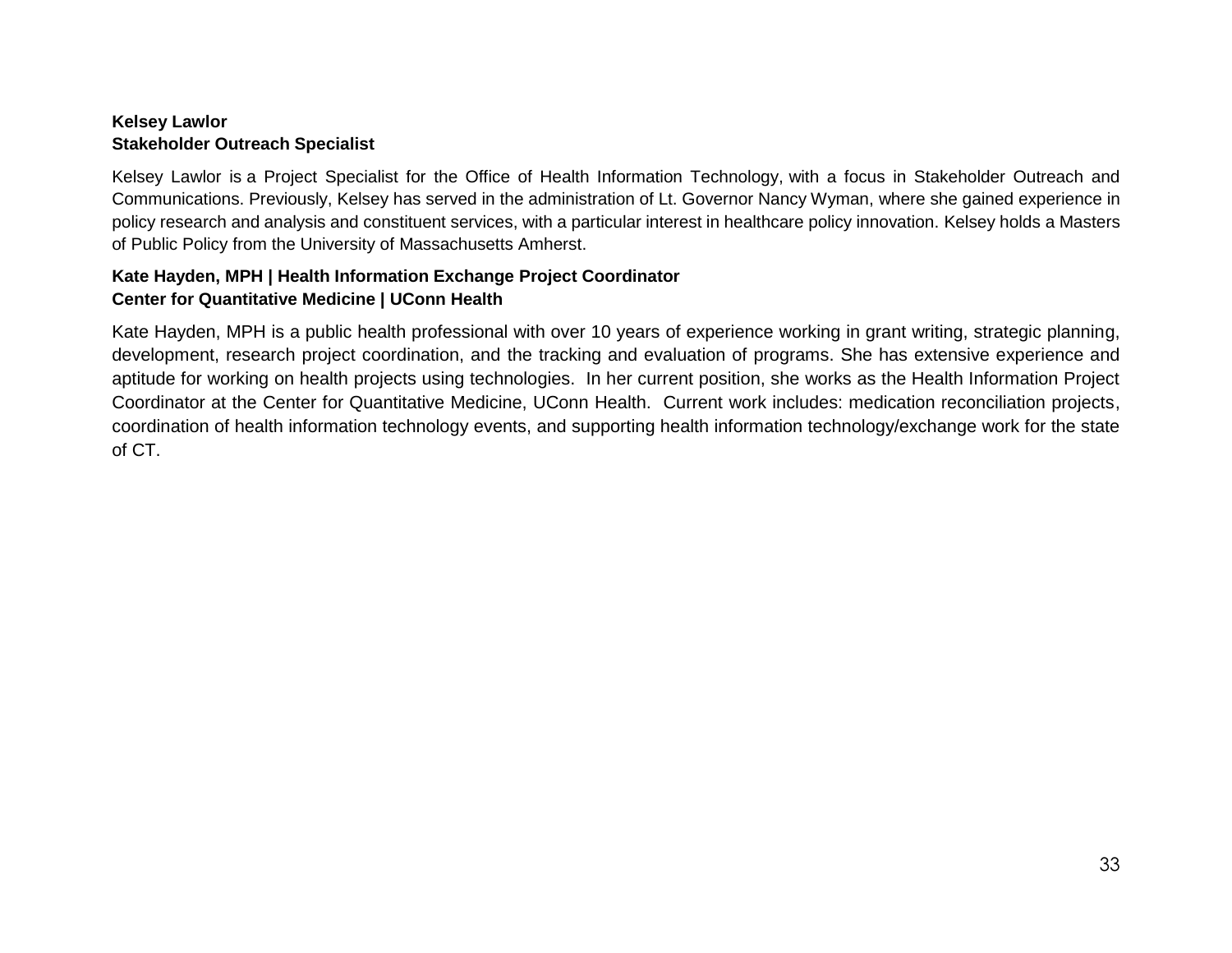**Kelsey Lawlor**
**Stakeholder Outreach Specialist**

Kelsey Lawlor is a Project Specialist for the Office of Health Information Technology, with a focus in Stakeholder Outreach and Communications. Previously, Kelsey has served in the administration of Lt. Governor Nancy Wyman, where she gained experience in policy research and analysis and constituent services, with a particular interest in healthcare policy innovation. Kelsey holds a Masters of Public Policy from the University of Massachusetts Amherst.

**Kate Hayden, MPH | Health Information Exchange Project Coordinator**
**Center for Quantitative Medicine | UConn Health**

Kate Hayden, MPH is a public health professional with over 10 years of experience working in grant writing, strategic planning, development, research project coordination, and the tracking and evaluation of programs. She has extensive experience and aptitude for working on health projects using technologies. In her current position, she works as the Health Information Project Coordinator at the Center for Quantitative Medicine, UConn Health. Current work includes: medication reconciliation projects, coordination of health information technology events, and supporting health information technology/exchange work for the state of CT.